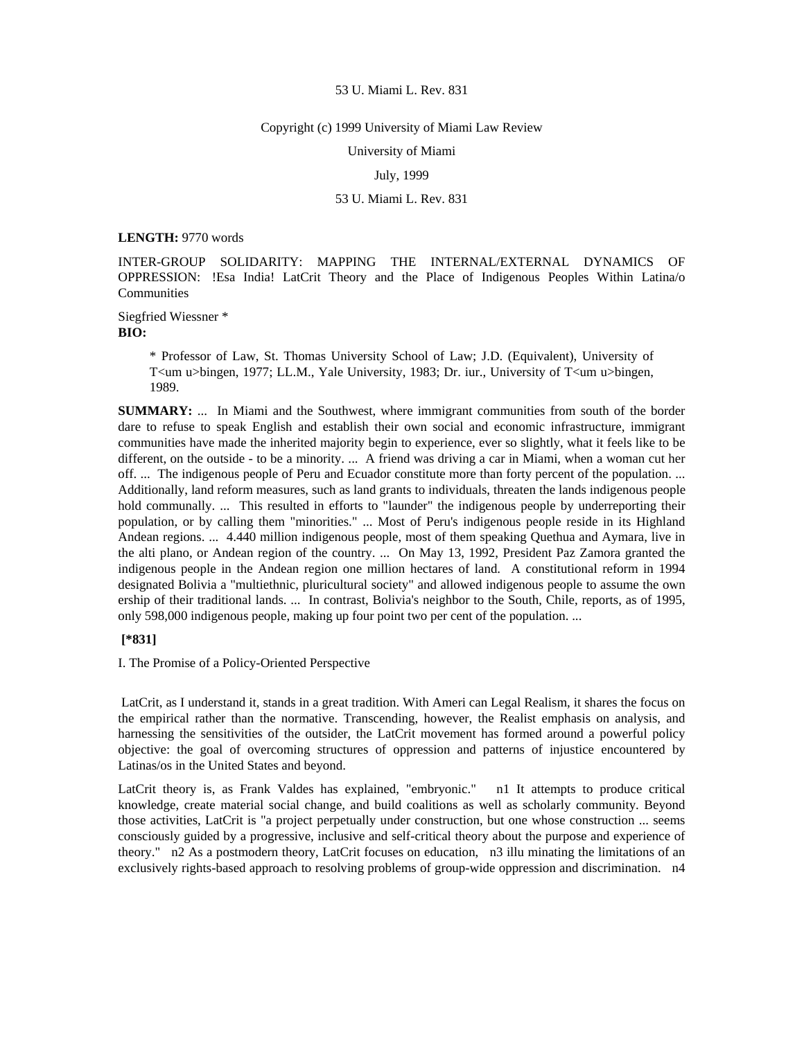53 U. Miami L. Rev. 831

Copyright (c) 1999 University of Miami Law Review

University of Miami

July, 1999

53 U. Miami L. Rev. 831

**LENGTH:** 9770 words

INTER-GROUP SOLIDARITY: MAPPING THE INTERNAL/EXTERNAL DYNAMICS OF OPPRESSION: !Esa India! LatCrit Theory and the Place of Indigenous Peoples Within Latina/o Communities

Siegfried Wiessner *

**BIO:**

> * Professor of Law, St. Thomas University School of Law; J.D. (Equivalent), University of T<um u>bingen, 1977; LL.M., Yale University, 1983; Dr. iur., University of T<um u>bingen, 1989.

**SUMMARY:** ... In Miami and the Southwest, where immigrant communities from south of the border dare to refuse to speak English and establish their own social and economic infrastructure, immigrant communities have made the inherited majority begin to experience, ever so slightly, what it feels like to be different, on the outside - to be a minority. ... A friend was driving a car in Miami, when a woman cut her off. ... The indigenous people of Peru and Ecuador constitute more than forty percent of the population. ... Additionally, land reform measures, such as land grants to individuals, threaten the lands indigenous people hold communally. ... This resulted in efforts to "launder" the indigenous people by underreporting their population, or by calling them "minorities." ... Most of Peru's indigenous people reside in its Highland Andean regions. ... 4.440 million indigenous people, most of them speaking Quethua and Aymara, live in the alti plano, or Andean region of the country. ... On May 13, 1992, President Paz Zamora granted the indigenous people in the Andean region one million hectares of land. A constitutional reform in 1994 designated Bolivia a "multiethnic, pluricultural society" and allowed indigenous people to assume the own ership of their traditional lands. ... In contrast, Bolivia's neighbor to the South, Chile, reports, as of 1995, only 598,000 indigenous people, making up four point two per cent of the population. ...

**[*831]**

I. The Promise of a Policy-Oriented Perspective

LatCrit, as I understand it, stands in a great tradition. With Ameri can Legal Realism, it shares the focus on the empirical rather than the normative. Transcending, however, the Realist emphasis on analysis, and harnessing the sensitivities of the outsider, the LatCrit movement has formed around a powerful policy objective: the goal of overcoming structures of oppression and patterns of injustice encountered by Latinas/os in the United States and beyond.

LatCrit theory is, as Frank Valdes has explained, "embryonic." n1 It attempts to produce critical knowledge, create material social change, and build coalitions as well as scholarly community. Beyond those activities, LatCrit is "a project perpetually under construction, but one whose construction ... seems consciously guided by a progressive, inclusive and self-critical theory about the purpose and experience of theory." n2 As a postmodern theory, LatCrit focuses on education, n3 illu minating the limitations of an exclusively rights-based approach to resolving problems of group-wide oppression and discrimination. n4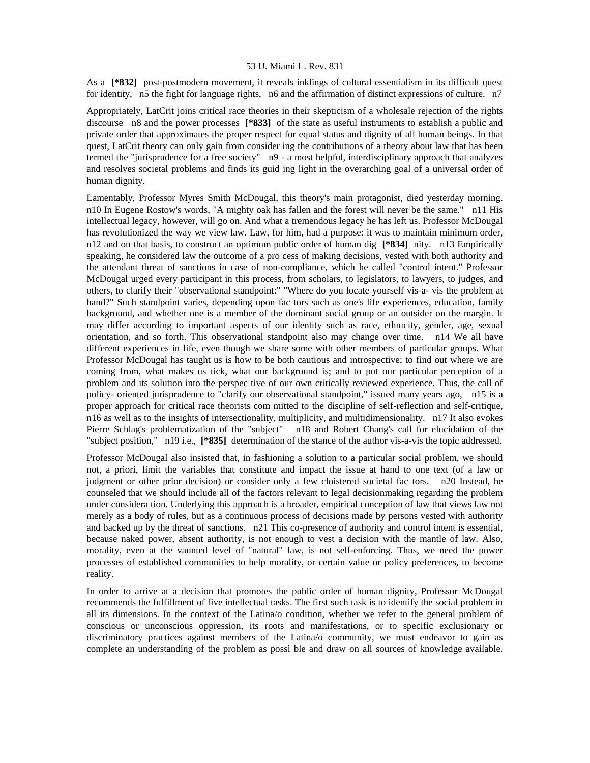As a **[*832]** post-postmodern movement, it reveals inklings of cultural essentialism in its difficult quest for identity, n5 the fight for language rights, n6 and the affirmation of distinct expressions of culture. n7

Appropriately, LatCrit joins critical race theories in their skepticism of a wholesale rejection of the rights discourse n8 and the power processes **[*833]** of the state as useful instruments to establish a public and private order that approximates the proper respect for equal status and dignity of all human beings. In that quest, LatCrit theory can only gain from consider ing the contributions of a theory about law that has been termed the "jurisprudence for a free society" n9 - a most helpful, interdisciplinary approach that analyzes and resolves societal problems and finds its guid ing light in the overarching goal of a universal order of human dignity.

Lamentably, Professor Myres Smith McDougal, this theory's main protagonist, died yesterday morning. n10 In Eugene Rostow's words, "A mighty oak has fallen and the forest will never be the same." n11 His intellectual legacy, however, will go on. And what a tremendous legacy he has left us. Professor McDougal has revolutionized the way we view law. Law, for him, had a purpose: it was to maintain minimum order, n12 and on that basis, to construct an optimum public order of human dig **[*834]** nity. n13 Empirically speaking, he considered law the outcome of a pro cess of making decisions, vested with both authority and the attendant threat of sanctions in case of non-compliance, which he called "control intent." Professor McDougal urged every participant in this process, from scholars, to legislators, to lawyers, to judges, and others, to clarify their "observational standpoint:" "Where do you locate yourself vis-a- vis the problem at hand?" Such standpoint varies, depending upon fac tors such as one's life experiences, education, family background, and whether one is a member of the dominant social group or an outsider on the margin. It may differ according to important aspects of our identity such as race, ethnicity, gender, age, sexual orientation, and so forth. This observational standpoint also may change over time. n14 We all have different experiences in life, even though we share some with other members of particular groups. What Professor McDougal has taught us is how to be both cautious and introspective; to find out where we are coming from, what makes us tick, what our background is; and to put our particular perception of a problem and its solution into the perspec tive of our own critically reviewed experience. Thus, the call of policy- oriented jurisprudence to "clarify our observational standpoint," issued many years ago, n15 is a proper approach for critical race theorists com mitted to the discipline of self-reflection and self-critique, n16 as well as to the insights of intersectionality, multiplicity, and multidimensionality. n17 It also evokes Pierre Schlag's problematization of the "subject" n18 and Robert Chang's call for elucidation of the "subject position," n19 i.e., **[*835]** determination of the stance of the author vis-a-vis the topic addressed.

Professor McDougal also insisted that, in fashioning a solution to a particular social problem, we should not, a priori, limit the variables that constitute and impact the issue at hand to one text (of a law or judgment or other prior decision) or consider only a few cloistered societal fac tors. n20 Instead, he counseled that we should include all of the factors relevant to legal decisionmaking regarding the problem under considera tion. Underlying this approach is a broader, empirical conception of law that views law not merely as a body of rules, but as a continuous process of decisions made by persons vested with authority and backed up by the threat of sanctions. n21 This co-presence of authority and control intent is essential, because naked power, absent authority, is not enough to vest a decision with the mantle of law. Also, morality, even at the vaunted level of "natural" law, is not self-enforcing. Thus, we need the power processes of established communities to help morality, or certain value or policy preferences, to become reality.

In order to arrive at a decision that promotes the public order of human dignity, Professor McDougal recommends the fulfillment of five intellectual tasks. The first such task is to identify the social problem in all its dimensions. In the context of the Latina/o condition, whether we refer to the general problem of conscious or unconscious oppression, its roots and manifestations, or to specific exclusionary or discriminatory practices against members of the Latina/o community, we must endeavor to gain as complete an understanding of the problem as possi ble and draw on all sources of knowledge available.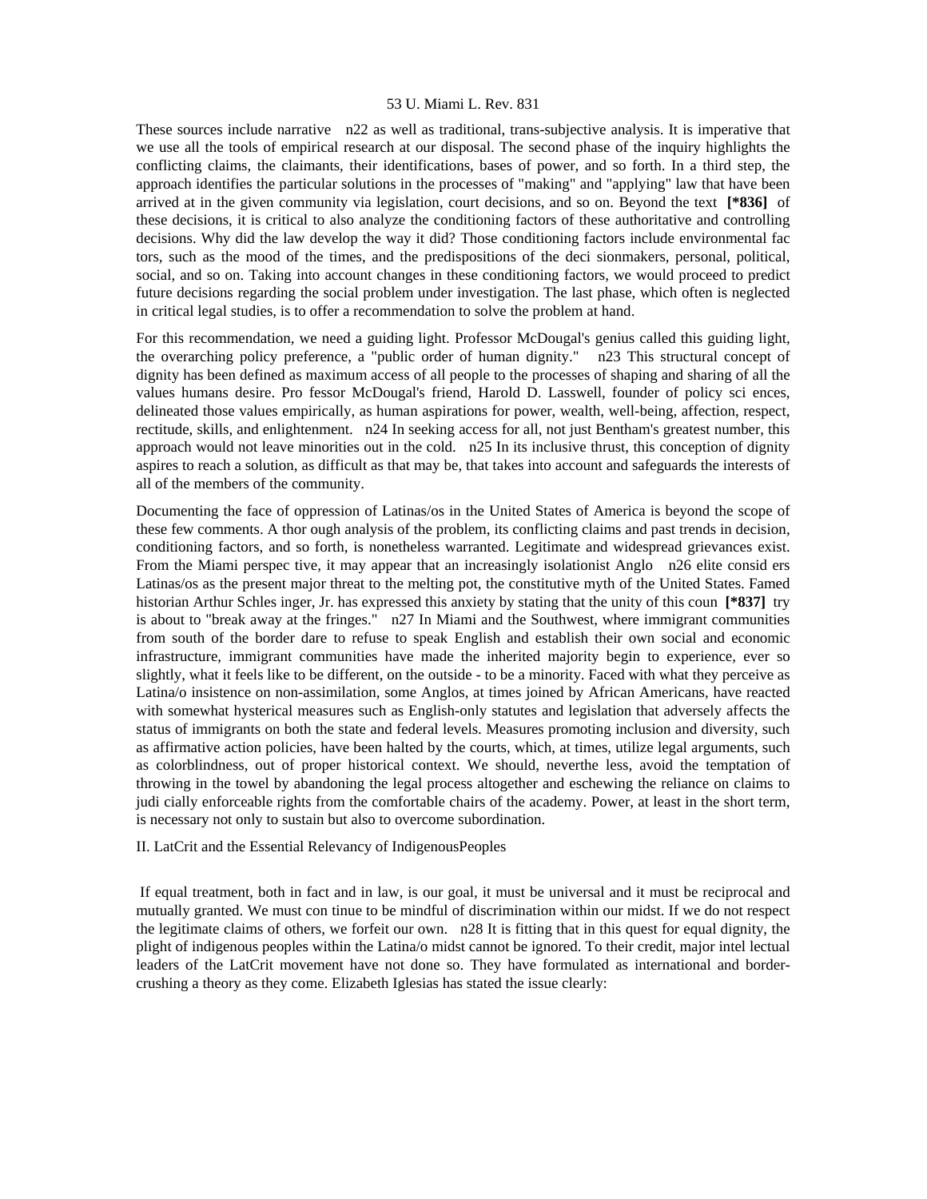These sources include narrative n22 as well as traditional, trans-subjective analysis. It is imperative that we use all the tools of empirical research at our disposal. The second phase of the inquiry highlights the conflicting claims, the claimants, their identifications, bases of power, and so forth. In a third step, the approach identifies the particular solutions in the processes of "making" and "applying" law that have been arrived at in the given community via legislation, court decisions, and so on. Beyond the text **[*836]** of these decisions, it is critical to also analyze the conditioning factors of these authoritative and controlling decisions. Why did the law develop the way it did? Those conditioning factors include environmental factors, such as the mood of the times, and the predispositions of the decisionmakers, personal, political, social, and so on. Taking into account changes in these conditioning factors, we would proceed to predict future decisions regarding the social problem under investigation. The last phase, which often is neglected in critical legal studies, is to offer a recommendation to solve the problem at hand.

For this recommendation, we need a guiding light. Professor McDougal's genius called this guiding light, the overarching policy preference, a "public order of human dignity." n23 This structural concept of dignity has been defined as maximum access of all people to the processes of shaping and sharing of all the values humans desire. Professor McDougal's friend, Harold D. Lasswell, founder of policy sciences, delineated those values empirically, as human aspirations for power, wealth, well-being, affection, respect, rectitude, skills, and enlightenment. n24 In seeking access for all, not just Bentham's greatest number, this approach would not leave minorities out in the cold. n25 In its inclusive thrust, this conception of dignity aspires to reach a solution, as difficult as that may be, that takes into account and safeguards the interests of all of the members of the community.

Documenting the face of oppression of Latinas/os in the United States of America is beyond the scope of these few comments. A thorough analysis of the problem, its conflicting claims and past trends in decision, conditioning factors, and so forth, is nonetheless warranted. Legitimate and widespread grievances exist. From the Miami perspective, it may appear that an increasingly isolationist Anglo n26 elite considers Latinas/os as the present major threat to the melting pot, the constitutive myth of the United States. Famed historian Arthur Schlesinger, Jr. has expressed this anxiety by stating that the unity of this coun **[*837]** try is about to "break away at the fringes." n27 In Miami and the Southwest, where immigrant communities from south of the border dare to refuse to speak English and establish their own social and economic infrastructure, immigrant communities have made the inherited majority begin to experience, ever so slightly, what it feels like to be different, on the outside - to be a minority. Faced with what they perceive as Latina/o insistence on non-assimilation, some Anglos, at times joined by African Americans, have reacted with somewhat hysterical measures such as English-only statutes and legislation that adversely affects the status of immigrants on both the state and federal levels. Measures promoting inclusion and diversity, such as affirmative action policies, have been halted by the courts, which, at times, utilize legal arguments, such as colorblindness, out of proper historical context. We should, nevertheless, avoid the temptation of throwing in the towel by abandoning the legal process altogether and eschewing the reliance on claims to judicially enforceable rights from the comfortable chairs of the academy. Power, at least in the short term, is necessary not only to sustain but also to overcome subordination.

## II. LatCrit and the Essential Relevancy of IndigenousPeoples

If equal treatment, both in fact and in law, is our goal, it must be universal and it must be reciprocal and mutually granted. We must continue to be mindful of discrimination within our midst. If we do not respect the legitimate claims of others, we forfeit our own. n28 It is fitting that in this quest for equal dignity, the plight of indigenous peoples within the Latina/o midst cannot be ignored. To their credit, major intellectual leaders of the LatCrit movement have not done so. They have formulated as international and border-crushing a theory as they come. Elizabeth Iglesias has stated the issue clearly: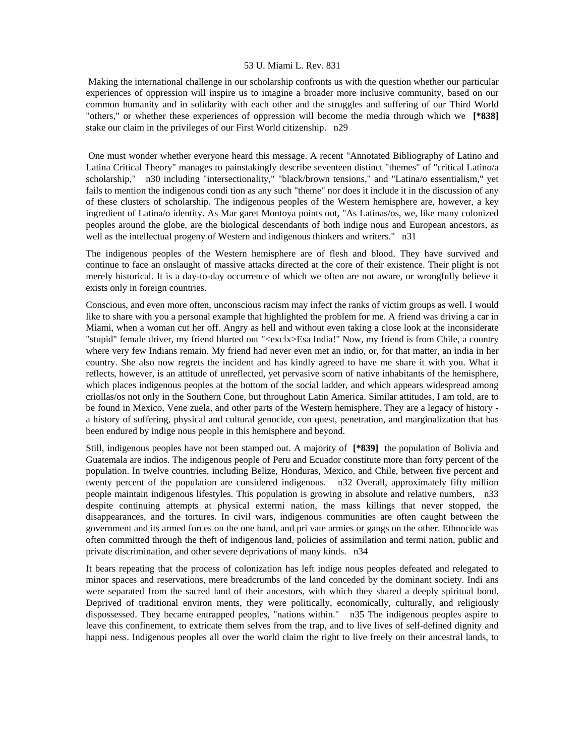Making the international challenge in our scholarship confronts us with the question whether our particular experiences of oppression will inspire us to imagine a broader more inclusive community, based on our common humanity and in solidarity with each other and the struggles and suffering of our Third World "others," or whether these experiences of oppression will become the media through which we **[*838]** stake our claim in the privileges of our First World citizenship. n29

One must wonder whether everyone heard this message. A recent "Annotated Bibliography of Latino and Latina Critical Theory" manages to painstakingly describe seventeen distinct "themes" of "critical Latino/a scholarship," n30 including "intersectionality," "black/brown tensions," and "Latina/o essentialism," yet fails to mention the indigenous condi tion as any such "theme" nor does it include it in the discussion of any of these clusters of scholarship. The indigenous peoples of the Western hemisphere are, however, a key ingredient of Latina/o identity. As Mar garet Montoya points out, "As Latinas/os, we, like many colonized peoples around the globe, are the biological descendants of both indige nous and European ancestors, as well as the intellectual progeny of Western and indigenous thinkers and writers." n31

The indigenous peoples of the Western hemisphere are of flesh and blood. They have survived and continue to face an onslaught of massive attacks directed at the core of their existence. Their plight is not merely historical. It is a day-to-day occurrence of which we often are not aware, or wrongfully believe it exists only in foreign countries.

Conscious, and even more often, unconscious racism may infect the ranks of victim groups as well. I would like to share with you a personal example that highlighted the problem for me. A friend was driving a car in Miami, when a woman cut her off. Angry as hell and without even taking a close look at the inconsiderate "stupid" female driver, my friend blurted out "<exclx>Esa India!" Now, my friend is from Chile, a country where very few Indians remain. My friend had never even met an indio, or, for that matter, an india in her country. She also now regrets the incident and has kindly agreed to have me share it with you. What it reflects, however, is an attitude of unreflected, yet pervasive scorn of native inhabitants of the hemisphere, which places indigenous peoples at the bottom of the social ladder, and which appears widespread among criollas/os not only in the Southern Cone, but throughout Latin America. Similar attitudes, I am told, are to be found in Mexico, Vene zuela, and other parts of the Western hemisphere. They are a legacy of history - a history of suffering, physical and cultural genocide, con quest, penetration, and marginalization that has been endured by indige nous people in this hemisphere and beyond.

Still, indigenous peoples have not been stamped out. A majority of **[*839]** the population of Bolivia and Guatemala are indios. The indigenous people of Peru and Ecuador constitute more than forty percent of the population. In twelve countries, including Belize, Honduras, Mexico, and Chile, between five percent and twenty percent of the population are considered indigenous. n32 Overall, approximately fifty million people maintain indigenous lifestyles. This population is growing in absolute and relative numbers, n33 despite continuing attempts at physical extermi nation, the mass killings that never stopped, the disappearances, and the tortures. In civil wars, indigenous communities are often caught between the government and its armed forces on the one hand, and pri vate armies or gangs on the other. Ethnocide was often committed through the theft of indigenous land, policies of assimilation and termi nation, public and private discrimination, and other severe deprivations of many kinds. n34

It bears repeating that the process of colonization has left indige nous peoples defeated and relegated to minor spaces and reservations, mere breadcrumbs of the land conceded by the dominant society. Indi ans were separated from the sacred land of their ancestors, with which they shared a deeply spiritual bond. Deprived of traditional environ ments, they were politically, economically, culturally, and religiously dispossessed. They became entrapped peoples, "nations within." n35 The indigenous peoples aspire to leave this confinement, to extricate them selves from the trap, and to live lives of self-defined dignity and happi ness. Indigenous peoples all over the world claim the right to live freely on their ancestral lands, to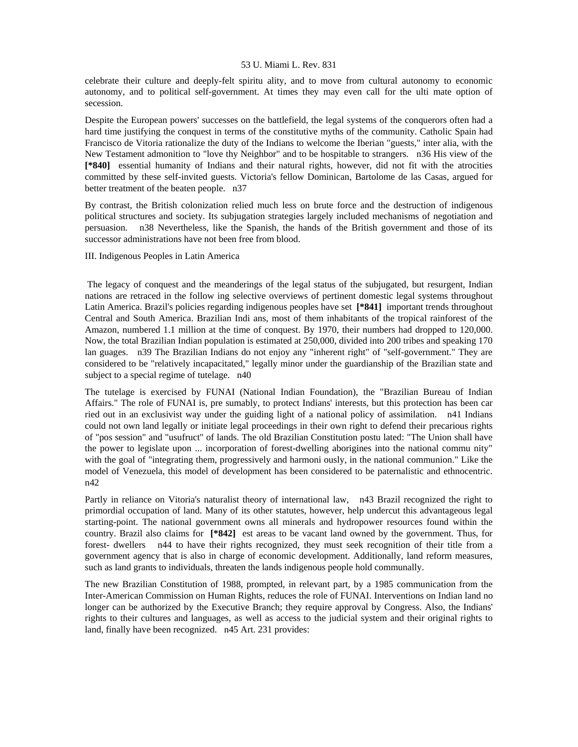celebrate their culture and deeply-felt spiritu ality, and to move from cultural autonomy to economic autonomy, and to political self-government. At times they may even call for the ulti mate option of secession.

Despite the European powers' successes on the battlefield, the legal systems of the conquerors often had a hard time justifying the conquest in terms of the constitutive myths of the community. Catholic Spain had Francisco de Vitoria rationalize the duty of the Indians to welcome the Iberian "guests," inter alia, with the New Testament admonition to "love thy Neighbor" and to be hospitable to strangers. n36 His view of the **[*840]** essential humanity of Indians and their natural rights, however, did not fit with the atrocities committed by these self-invited guests. Victoria's fellow Dominican, Bartolome de las Casas, argued for better treatment of the beaten people. n37

By contrast, the British colonization relied much less on brute force and the destruction of indigenous political structures and society. Its subjugation strategies largely included mechanisms of negotiation and persuasion. n38 Nevertheless, like the Spanish, the hands of the British government and those of its successor administrations have not been free from blood.

III. Indigenous Peoples in Latin America

The legacy of conquest and the meanderings of the legal status of the subjugated, but resurgent, Indian nations are retraced in the follow ing selective overviews of pertinent domestic legal systems throughout Latin America. Brazil's policies regarding indigenous peoples have set **[*841]** important trends throughout Central and South America. Brazilian Indi ans, most of them inhabitants of the tropical rainforest of the Amazon, numbered 1.1 million at the time of conquest. By 1970, their numbers had dropped to 120,000. Now, the total Brazilian Indian population is estimated at 250,000, divided into 200 tribes and speaking 170 lan guages. n39 The Brazilian Indians do not enjoy any "inherent right" of "self-government." They are considered to be "relatively incapacitated," legally minor under the guardianship of the Brazilian state and subject to a special regime of tutelage. n40

The tutelage is exercised by FUNAI (National Indian Foundation), the "Brazilian Bureau of Indian Affairs." The role of FUNAI is, pre sumably, to protect Indians' interests, but this protection has been car ried out in an exclusivist way under the guiding light of a national policy of assimilation. n41 Indians could not own land legally or initiate legal proceedings in their own right to defend their precarious rights of "pos session" and "usufruct" of lands. The old Brazilian Constitution postu lated: "The Union shall have the power to legislate upon ... incorporation of forest-dwelling aborigines into the national commu nity" with the goal of "integrating them, progressively and harmoni ously, in the national communion." Like the model of Venezuela, this model of development has been considered to be paternalistic and ethnocentric. n42

Partly in reliance on Vitoria's naturalist theory of international law, n43 Brazil recognized the right to primordial occupation of land. Many of its other statutes, however, help undercut this advantageous legal starting-point. The national government owns all minerals and hydropower resources found within the country. Brazil also claims for **[*842]** est areas to be vacant land owned by the government. Thus, for forest- dwellers n44 to have their rights recognized, they must seek recognition of their title from a government agency that is also in charge of economic development. Additionally, land reform measures, such as land grants to individuals, threaten the lands indigenous people hold communally.

The new Brazilian Constitution of 1988, prompted, in relevant part, by a 1985 communication from the Inter-American Commission on Human Rights, reduces the role of FUNAI. Interventions on Indian land no longer can be authorized by the Executive Branch; they require approval by Congress. Also, the Indians' rights to their cultures and languages, as well as access to the judicial system and their original rights to land, finally have been recognized. n45 Art. 231 provides: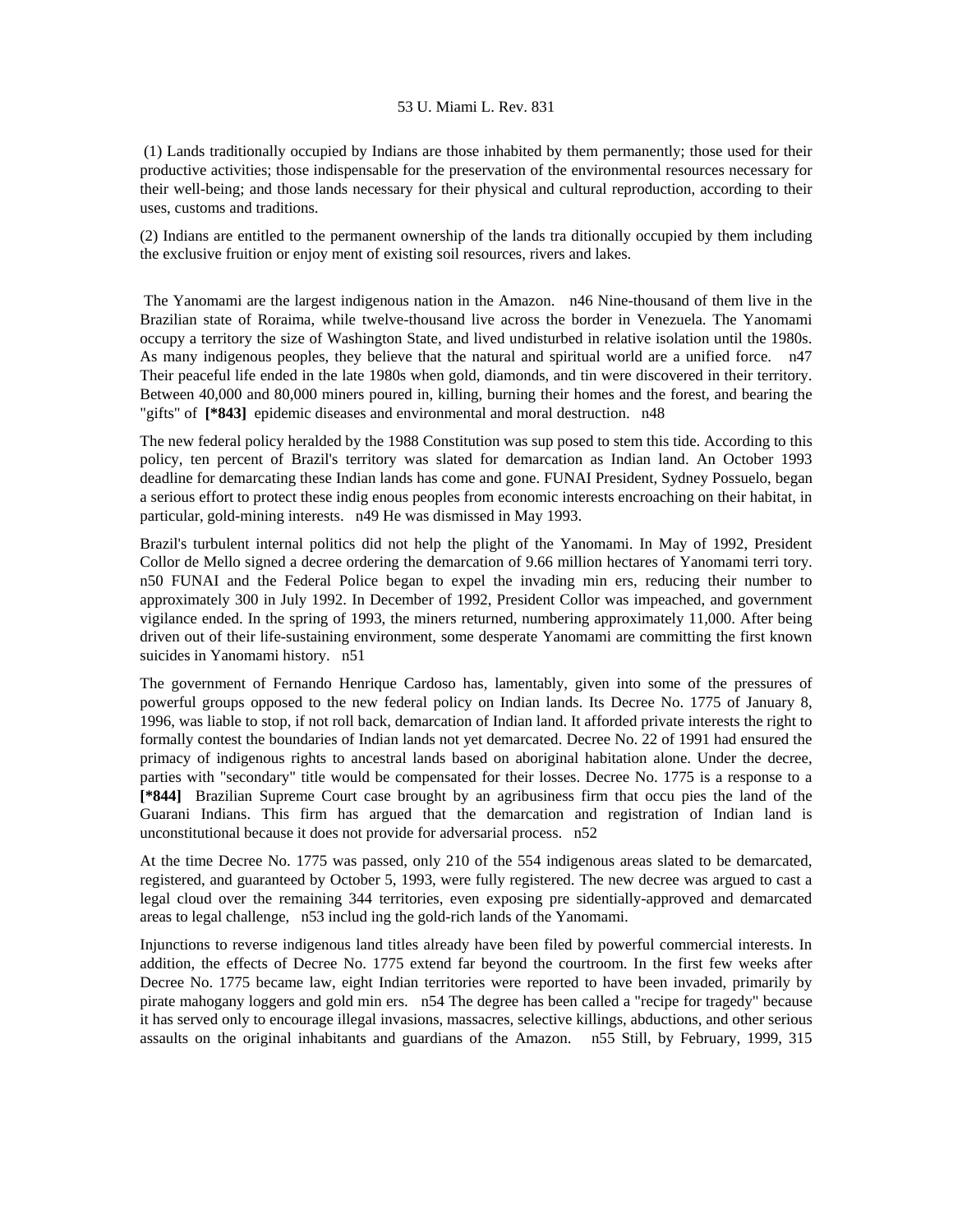(1) Lands traditionally occupied by Indians are those inhabited by them permanently; those used for their productive activities; those indispensable for the preservation of the environmental resources necessary for their well-being; and those lands necessary for their physical and cultural reproduction, according to their uses, customs and traditions.

(2) Indians are entitled to the permanent ownership of the lands tra ditionally occupied by them including the exclusive fruition or enjoy ment of existing soil resources, rivers and lakes.

The Yanomami are the largest indigenous nation in the Amazon. n46 Nine-thousand of them live in the Brazilian state of Roraima, while twelve-thousand live across the border in Venezuela. The Yanomami occupy a territory the size of Washington State, and lived undisturbed in relative isolation until the 1980s. As many indigenous peoples, they believe that the natural and spiritual world are a unified force. n47 Their peaceful life ended in the late 1980s when gold, diamonds, and tin were discovered in their territory. Between 40,000 and 80,000 miners poured in, killing, burning their homes and the forest, and bearing the "gifts" of **[*843]** epidemic diseases and environmental and moral destruction. n48

The new federal policy heralded by the 1988 Constitution was sup posed to stem this tide. According to this policy, ten percent of Brazil's territory was slated for demarcation as Indian land. An October 1993 deadline for demarcating these Indian lands has come and gone. FUNAI President, Sydney Possuelo, began a serious effort to protect these indig enous peoples from economic interests encroaching on their habitat, in particular, gold-mining interests. n49 He was dismissed in May 1993.

Brazil's turbulent internal politics did not help the plight of the Yanomami. In May of 1992, President Collor de Mello signed a decree ordering the demarcation of 9.66 million hectares of Yanomami terri tory. n50 FUNAI and the Federal Police began to expel the invading min ers, reducing their number to approximately 300 in July 1992. In December of 1992, President Collor was impeached, and government vigilance ended. In the spring of 1993, the miners returned, numbering approximately 11,000. After being driven out of their life-sustaining environment, some desperate Yanomami are committing the first known suicides in Yanomami history. n51

The government of Fernando Henrique Cardoso has, lamentably, given into some of the pressures of powerful groups opposed to the new federal policy on Indian lands. Its Decree No. 1775 of January 8, 1996, was liable to stop, if not roll back, demarcation of Indian land. It afforded private interests the right to formally contest the boundaries of Indian lands not yet demarcated. Decree No. 22 of 1991 had ensured the primacy of indigenous rights to ancestral lands based on aboriginal habitation alone. Under the decree, parties with "secondary" title would be compensated for their losses. Decree No. 1775 is a response to a **[*844]** Brazilian Supreme Court case brought by an agribusiness firm that occu pies the land of the Guarani Indians. This firm has argued that the demarcation and registration of Indian land is unconstitutional because it does not provide for adversarial process. n52

At the time Decree No. 1775 was passed, only 210 of the 554 indigenous areas slated to be demarcated, registered, and guaranteed by October 5, 1993, were fully registered. The new decree was argued to cast a legal cloud over the remaining 344 territories, even exposing pre sidentially-approved and demarcated areas to legal challenge, n53 includ ing the gold-rich lands of the Yanomami.

Injunctions to reverse indigenous land titles already have been filed by powerful commercial interests. In addition, the effects of Decree No. 1775 extend far beyond the courtroom. In the first few weeks after Decree No. 1775 became law, eight Indian territories were reported to have been invaded, primarily by pirate mahogany loggers and gold min ers. n54 The degree has been called a "recipe for tragedy" because it has served only to encourage illegal invasions, massacres, selective killings, abductions, and other serious assaults on the original inhabitants and guardians of the Amazon. n55 Still, by February, 1999, 315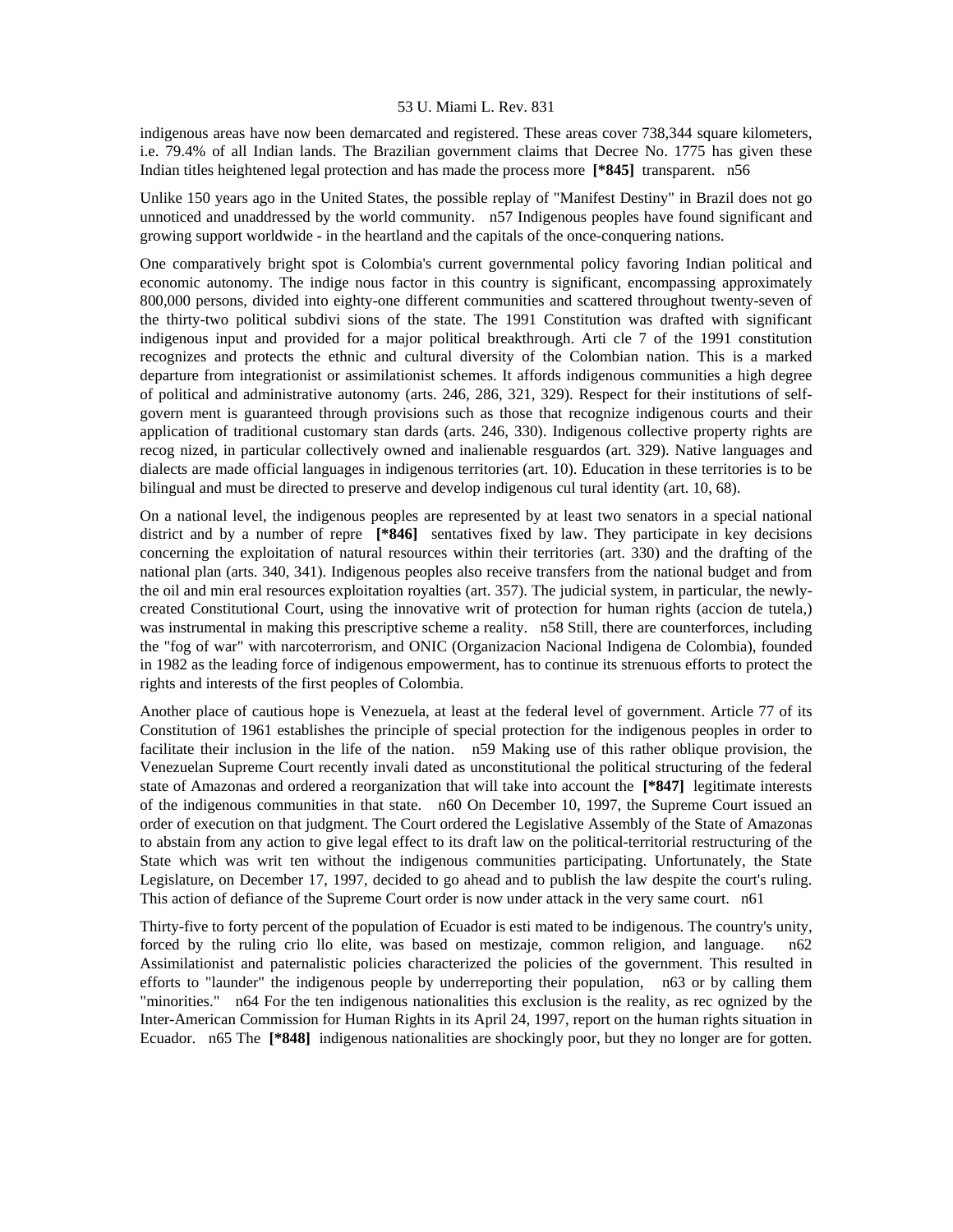indigenous areas have now been demarcated and registered. These areas cover 738,344 square kilometers, i.e. 79.4% of all Indian lands. The Brazilian government claims that Decree No. 1775 has given these Indian titles heightened legal protection and has made the process more **[*845]** transparent. n56

Unlike 150 years ago in the United States, the possible replay of "Manifest Destiny" in Brazil does not go unnoticed and unaddressed by the world community. n57 Indigenous peoples have found significant and growing support worldwide - in the heartland and the capitals of the once-conquering nations.

One comparatively bright spot is Colombia's current governmental policy favoring Indian political and economic autonomy. The indige nous factor in this country is significant, encompassing approximately 800,000 persons, divided into eighty-one different communities and scattered throughout twenty-seven of the thirty-two political subdivi sions of the state. The 1991 Constitution was drafted with significant indigenous input and provided for a major political breakthrough. Arti cle 7 of the 1991 constitution recognizes and protects the ethnic and cultural diversity of the Colombian nation. This is a marked departure from integrationist or assimilationist schemes. It affords indigenous communities a high degree of political and administrative autonomy (arts. 246, 286, 321, 329). Respect for their institutions of self-govern ment is guaranteed through provisions such as those that recognize indigenous courts and their application of traditional customary stan dards (arts. 246, 330). Indigenous collective property rights are recog nized, in particular collectively owned and inalienable resguardos (art. 329). Native languages and dialects are made official languages in indigenous territories (art. 10). Education in these territories is to be bilingual and must be directed to preserve and develop indigenous cul tural identity (art. 10, 68).

On a national level, the indigenous peoples are represented by at least two senators in a special national district and by a number of repre **[*846]** sentatives fixed by law. They participate in key decisions concerning the exploitation of natural resources within their territories (art. 330) and the drafting of the national plan (arts. 340, 341). Indigenous peoples also receive transfers from the national budget and from the oil and min eral resources exploitation royalties (art. 357). The judicial system, in particular, the newly-created Constitutional Court, using the innovative writ of protection for human rights (accion de tutela,) was instrumental in making this prescriptive scheme a reality. n58 Still, there are counterforces, including the "fog of war" with narcoterrorism, and ONIC (Organizacion Nacional Indigena de Colombia), founded in 1982 as the leading force of indigenous empowerment, has to continue its strenuous efforts to protect the rights and interests of the first peoples of Colombia.

Another place of cautious hope is Venezuela, at least at the federal level of government. Article 77 of its Constitution of 1961 establishes the principle of special protection for the indigenous peoples in order to facilitate their inclusion in the life of the nation. n59 Making use of this rather oblique provision, the Venezuelan Supreme Court recently invali dated as unconstitutional the political structuring of the federal state of Amazonas and ordered a reorganization that will take into account the **[*847]** legitimate interests of the indigenous communities in that state. n60 On December 10, 1997, the Supreme Court issued an order of execution on that judgment. The Court ordered the Legislative Assembly of the State of Amazonas to abstain from any action to give legal effect to its draft law on the political-territorial restructuring of the State which was writ ten without the indigenous communities participating. Unfortunately, the State Legislature, on December 17, 1997, decided to go ahead and to publish the law despite the court's ruling. This action of defiance of the Supreme Court order is now under attack in the very same court. n61

Thirty-five to forty percent of the population of Ecuador is esti mated to be indigenous. The country's unity, forced by the ruling crio llo elite, was based on mestizaje, common religion, and language. n62 Assimilationist and paternalistic policies characterized the policies of the government. This resulted in efforts to "launder" the indigenous people by underreporting their population, n63 or by calling them "minorities." n64 For the ten indigenous nationalities this exclusion is the reality, as rec ognized by the Inter-American Commission for Human Rights in its April 24, 1997, report on the human rights situation in Ecuador. n65 The **[*848]** indigenous nationalities are shockingly poor, but they no longer are for gotten.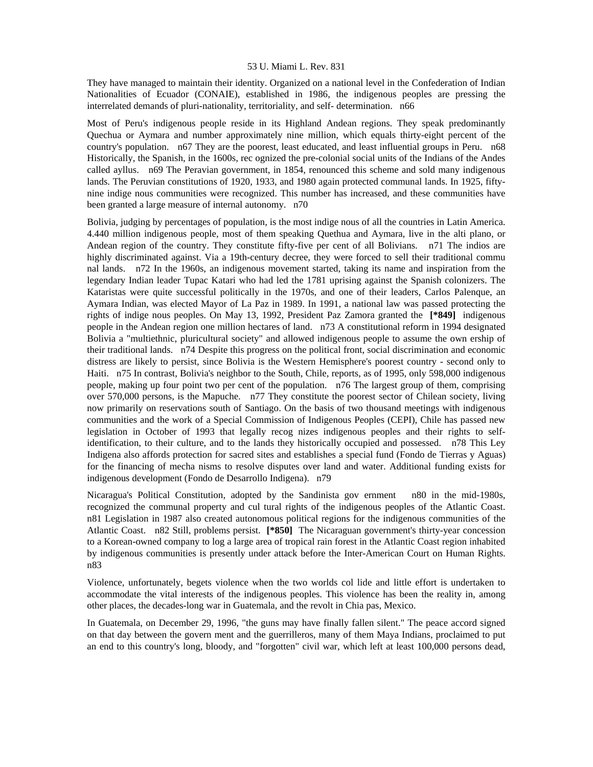They have managed to maintain their identity. Organized on a national level in the Confederation of Indian Nationalities of Ecuador (CONAIE), established in 1986, the indigenous peoples are pressing the interrelated demands of pluri-nationality, territoriality, and self- determination. n66

Most of Peru's indigenous people reside in its Highland Andean regions. They speak predominantly Quechua or Aymara and number approximately nine million, which equals thirty-eight percent of the country's population. n67 They are the poorest, least educated, and least influential groups in Peru. n68 Historically, the Spanish, in the 1600s, rec ognized the pre-colonial social units of the Indians of the Andes called ayllus. n69 The Peravian government, in 1854, renounced this scheme and sold many indigenous lands. The Peruvian constitutions of 1920, 1933, and 1980 again protected communal lands. In 1925, fifty-nine indige nous communities were recognized. This number has increased, and these communities have been granted a large measure of internal autonomy. n70

Bolivia, judging by percentages of population, is the most indige nous of all the countries in Latin America. 4.440 million indigenous people, most of them speaking Quethua and Aymara, live in the alti plano, or Andean region of the country. They constitute fifty-five per cent of all Bolivians. n71 The indios are highly discriminated against. Via a 19th-century decree, they were forced to sell their traditional commu nal lands. n72 In the 1960s, an indigenous movement started, taking its name and inspiration from the legendary Indian leader Tupac Katari who had led the 1781 uprising against the Spanish colonizers. The Kataristas were quite successful politically in the 1970s, and one of their leaders, Carlos Palenque, an Aymara Indian, was elected Mayor of La Paz in 1989. In 1991, a national law was passed protecting the rights of indige nous peoples. On May 13, 1992, President Paz Zamora granted the **[*849]** indigenous people in the Andean region one million hectares of land. n73 A constitutional reform in 1994 designated Bolivia a "multiethnic, pluricultural society" and allowed indigenous people to assume the own ership of their traditional lands. n74 Despite this progress on the political front, social discrimination and economic distress are likely to persist, since Bolivia is the Western Hemisphere's poorest country - second only to Haiti. n75 In contrast, Bolivia's neighbor to the South, Chile, reports, as of 1995, only 598,000 indigenous people, making up four point two per cent of the population. n76 The largest group of them, comprising over 570,000 persons, is the Mapuche. n77 They constitute the poorest sector of Chilean society, living now primarily on reservations south of Santiago. On the basis of two thousand meetings with indigenous communities and the work of a Special Commission of Indigenous Peoples (CEPI), Chile has passed new legislation in October of 1993 that legally recog nizes indigenous peoples and their rights to self-identification, to their culture, and to the lands they historically occupied and possessed. n78 This Ley Indigena also affords protection for sacred sites and establishes a special fund (Fondo de Tierras y Aguas) for the financing of mecha nisms to resolve disputes over land and water. Additional funding exists for indigenous development (Fondo de Desarrollo Indigena). n79

Nicaragua's Political Constitution, adopted by the Sandinista gov ernment n80 in the mid-1980s, recognized the communal property and cul tural rights of the indigenous peoples of the Atlantic Coast. n81 Legislation in 1987 also created autonomous political regions for the indigenous communities of the Atlantic Coast. n82 Still, problems persist. **[*850]** The Nicaraguan government's thirty-year concession to a Korean-owned company to log a large area of tropical rain forest in the Atlantic Coast region inhabited by indigenous communities is presently under attack before the Inter-American Court on Human Rights. n83

Violence, unfortunately, begets violence when the two worlds col lide and little effort is undertaken to accommodate the vital interests of the indigenous peoples. This violence has been the reality in, among other places, the decades-long war in Guatemala, and the revolt in Chia pas, Mexico.

In Guatemala, on December 29, 1996, "the guns may have finally fallen silent." The peace accord signed on that day between the govern ment and the guerrilleros, many of them Maya Indians, proclaimed to put an end to this country's long, bloody, and "forgotten" civil war, which left at least 100,000 persons dead,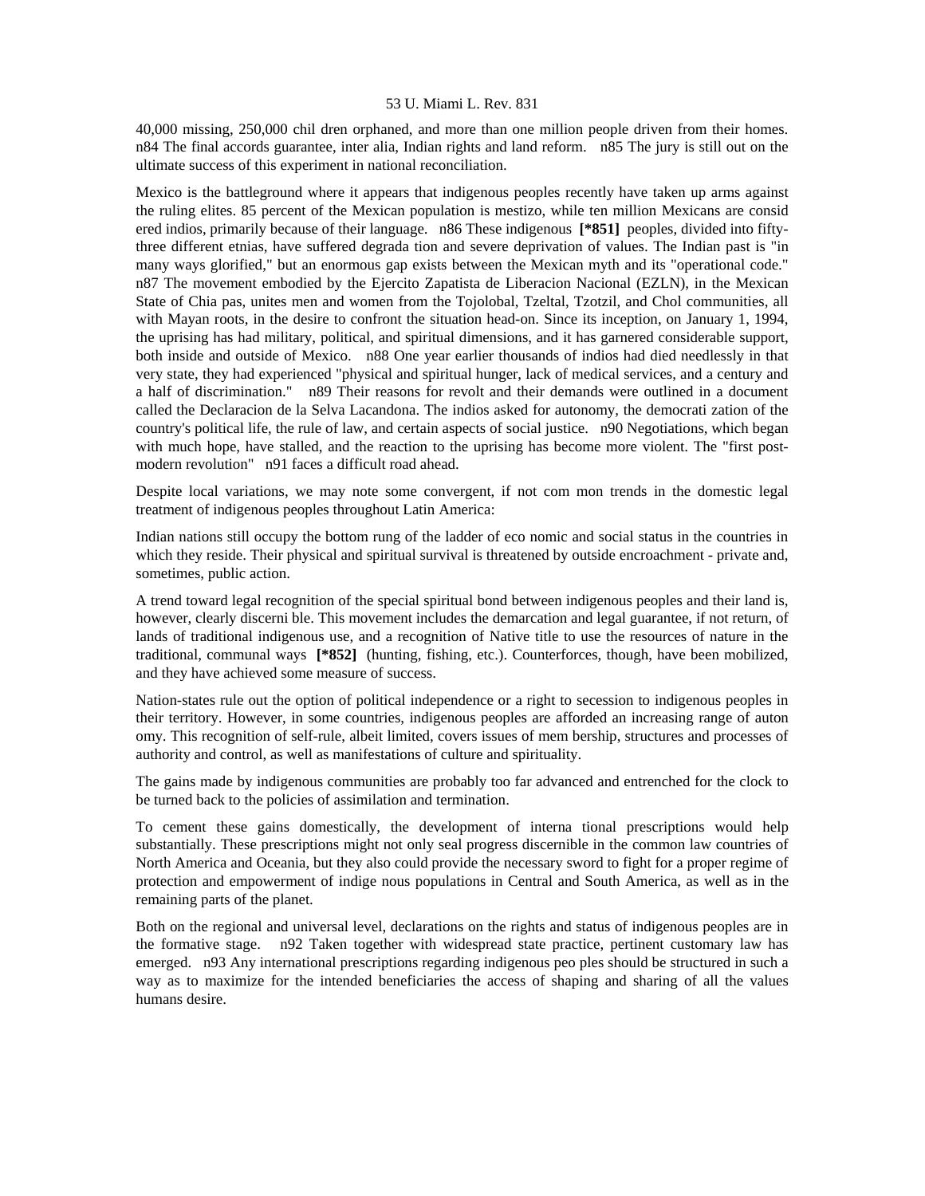40,000 missing, 250,000 chil dren orphaned, and more than one million people driven from their homes. n84 The final accords guarantee, inter alia, Indian rights and land reform. n85 The jury is still out on the ultimate success of this experiment in national reconciliation.

Mexico is the battleground where it appears that indigenous peoples recently have taken up arms against the ruling elites. 85 percent of the Mexican population is mestizo, while ten million Mexicans are consid ered indios, primarily because of their language. n86 These indigenous **[*851]** peoples, divided into fifty-three different etnias, have suffered degrada tion and severe deprivation of values. The Indian past is "in many ways glorified," but an enormous gap exists between the Mexican myth and its "operational code." n87 The movement embodied by the Ejercito Zapatista de Liberacion Nacional (EZLN), in the Mexican State of Chia pas, unites men and women from the Tojolobal, Tzeltal, Tzotzil, and Chol communities, all with Mayan roots, in the desire to confront the situation head-on. Since its inception, on January 1, 1994, the uprising has had military, political, and spiritual dimensions, and it has garnered considerable support, both inside and outside of Mexico. n88 One year earlier thousands of indios had died needlessly in that very state, they had experienced "physical and spiritual hunger, lack of medical services, and a century and a half of discrimination." n89 Their reasons for revolt and their demands were outlined in a document called the Declaracion de la Selva Lacandona. The indios asked for autonomy, the democrati zation of the country's political life, the rule of law, and certain aspects of social justice. n90 Negotiations, which began with much hope, have stalled, and the reaction to the uprising has become more violent. The "first post-modern revolution" n91 faces a difficult road ahead.

Despite local variations, we may note some convergent, if not com mon trends in the domestic legal treatment of indigenous peoples throughout Latin America:

Indian nations still occupy the bottom rung of the ladder of eco nomic and social status in the countries in which they reside. Their physical and spiritual survival is threatened by outside encroachment - private and, sometimes, public action.

A trend toward legal recognition of the special spiritual bond between indigenous peoples and their land is, however, clearly discerni ble. This movement includes the demarcation and legal guarantee, if not return, of lands of traditional indigenous use, and a recognition of Native title to use the resources of nature in the traditional, communal ways **[*852]** (hunting, fishing, etc.). Counterforces, though, have been mobilized, and they have achieved some measure of success.

Nation-states rule out the option of political independence or a right to secession to indigenous peoples in their territory. However, in some countries, indigenous peoples are afforded an increasing range of auton omy. This recognition of self-rule, albeit limited, covers issues of mem bership, structures and processes of authority and control, as well as manifestations of culture and spirituality.

The gains made by indigenous communities are probably too far advanced and entrenched for the clock to be turned back to the policies of assimilation and termination.

To cement these gains domestically, the development of interna tional prescriptions would help substantially. These prescriptions might not only seal progress discernible in the common law countries of North America and Oceania, but they also could provide the necessary sword to fight for a proper regime of protection and empowerment of indige nous populations in Central and South America, as well as in the remaining parts of the planet.

Both on the regional and universal level, declarations on the rights and status of indigenous peoples are in the formative stage. n92 Taken together with widespread state practice, pertinent customary law has emerged. n93 Any international prescriptions regarding indigenous peo ples should be structured in such a way as to maximize for the intended beneficiaries the access of shaping and sharing of all the values humans desire.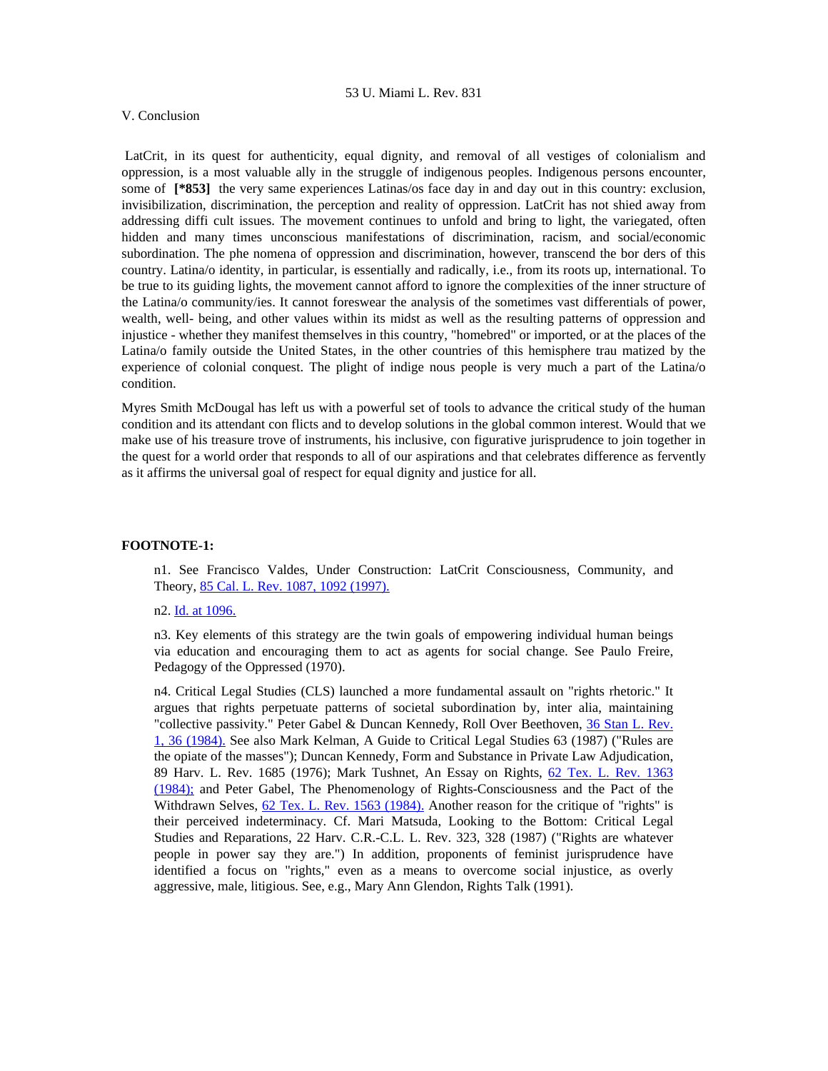## V. Conclusion

LatCrit, in its quest for authenticity, equal dignity, and removal of all vestiges of colonialism and oppression, is a most valuable ally in the struggle of indigenous peoples. Indigenous persons encounter, some of **[*853]** the very same experiences Latinas/os face day in and day out in this country: exclusion, invisibilization, discrimination, the perception and reality of oppression. LatCrit has not shied away from addressing diffi cult issues. The movement continues to unfold and bring to light, the variegated, often hidden and many times unconscious manifestations of discrimination, racism, and social/economic subordination. The phe nomena of oppression and discrimination, however, transcend the bor ders of this country. Latina/o identity, in particular, is essentially and radically, i.e., from its roots up, international. To be true to its guiding lights, the movement cannot afford to ignore the complexities of the inner structure of the Latina/o community/ies. It cannot foreswear the analysis of the sometimes vast differentials of power, wealth, well- being, and other values within its midst as well as the resulting patterns of oppression and injustice - whether they manifest themselves in this country, "homebred" or imported, or at the places of the Latina/o family outside the United States, in the other countries of this hemisphere trau matized by the experience of colonial conquest. The plight of indige nous people is very much a part of the Latina/o condition.

Myres Smith McDougal has left us with a powerful set of tools to advance the critical study of the human condition and its attendant con flicts and to develop solutions in the global common interest. Would that we make use of his treasure trove of instruments, his inclusive, con figurative jurisprudence to join together in the quest for a world order that responds to all of our aspirations and that celebrates difference as fervently as it affirms the universal goal of respect for equal dignity and justice for all.

**FOOTNOTE-1:**

n1. See Francisco Valdes, Under Construction: LatCrit Consciousness, Community, and Theory, 85 Cal. L. Rev. 1087, 1092 (1997).

n2. Id. at 1096.

n3. Key elements of this strategy are the twin goals of empowering individual human beings via education and encouraging them to act as agents for social change. See Paulo Freire, Pedagogy of the Oppressed (1970).

n4. Critical Legal Studies (CLS) launched a more fundamental assault on "rights rhetoric." It argues that rights perpetuate patterns of societal subordination by, inter alia, maintaining "collective passivity." Peter Gabel & Duncan Kennedy, Roll Over Beethoven, 36 Stan L. Rev. 1, 36 (1984). See also Mark Kelman, A Guide to Critical Legal Studies 63 (1987) ("Rules are the opiate of the masses"); Duncan Kennedy, Form and Substance in Private Law Adjudication, 89 Harv. L. Rev. 1685 (1976); Mark Tushnet, An Essay on Rights, 62 Tex. L. Rev. 1363 (1984); and Peter Gabel, The Phenomenology of Rights-Consciousness and the Pact of the Withdrawn Selves, 62 Tex. L. Rev. 1563 (1984). Another reason for the critique of "rights" is their perceived indeterminacy. Cf. Mari Matsuda, Looking to the Bottom: Critical Legal Studies and Reparations, 22 Harv. C.R.-C.L. L. Rev. 323, 328 (1987) ("Rights are whatever people in power say they are.") In addition, proponents of feminist jurisprudence have identified a focus on "rights," even as a means to overcome social injustice, as overly aggressive, male, litigious. See, e.g., Mary Ann Glendon, Rights Talk (1991).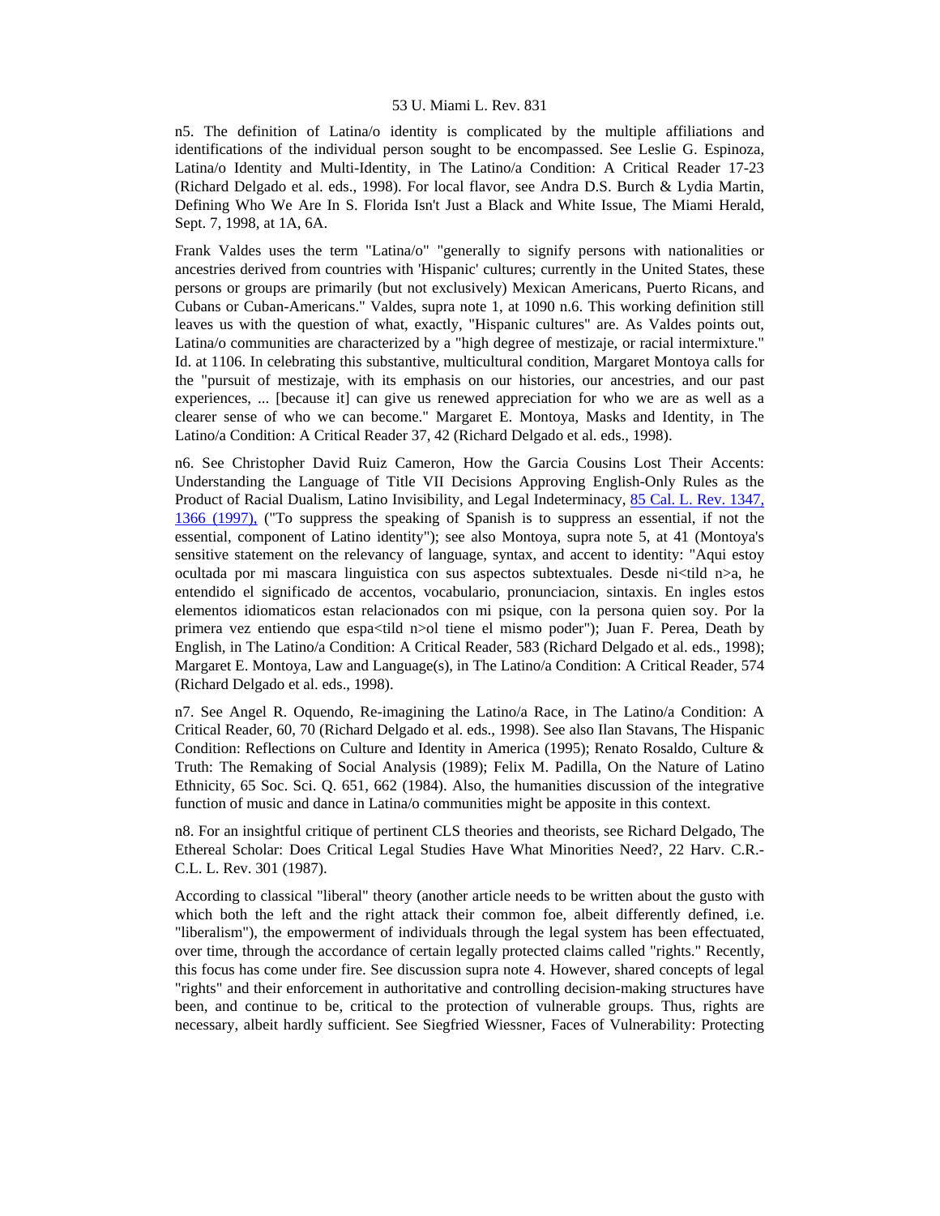n5. The definition of Latina/o identity is complicated by the multiple affiliations and identifications of the individual person sought to be encompassed. See Leslie G. Espinoza, Latina/o Identity and Multi-Identity, in The Latino/a Condition: A Critical Reader 17-23 (Richard Delgado et al. eds., 1998). For local flavor, see Andra D.S. Burch & Lydia Martin, Defining Who We Are In S. Florida Isn't Just a Black and White Issue, The Miami Herald, Sept. 7, 1998, at 1A, 6A.

Frank Valdes uses the term "Latina/o" "generally to signify persons with nationalities or ancestries derived from countries with 'Hispanic' cultures; currently in the United States, these persons or groups are primarily (but not exclusively) Mexican Americans, Puerto Ricans, and Cubans or Cuban-Americans." Valdes, supra note 1, at 1090 n.6. This working definition still leaves us with the question of what, exactly, "Hispanic cultures" are. As Valdes points out, Latina/o communities are characterized by a "high degree of mestizaje, or racial intermixture." Id. at 1106. In celebrating this substantive, multicultural condition, Margaret Montoya calls for the "pursuit of mestizaje, with its emphasis on our histories, our ancestries, and our past experiences, ... [because it] can give us renewed appreciation for who we are as well as a clearer sense of who we can become." Margaret E. Montoya, Masks and Identity, in The Latino/a Condition: A Critical Reader 37, 42 (Richard Delgado et al. eds., 1998).

n6. See Christopher David Ruiz Cameron, How the Garcia Cousins Lost Their Accents: Understanding the Language of Title VII Decisions Approving English-Only Rules as the Product of Racial Dualism, Latino Invisibility, and Legal Indeterminacy, 85 Cal. L. Rev. 1347, 1366 (1997), ("To suppress the speaking of Spanish is to suppress an essential, if not the essential, component of Latino identity"); see also Montoya, supra note 5, at 41 (Montoya's sensitive statement on the relevancy of language, syntax, and accent to identity: "Aqui estoy ocultada por mi mascara linguistica con sus aspectos subtextuales. Desde ni<tild n>a, he entendido el significado de accentos, vocabulario, pronunciacion, sintaxis. En ingles estos elementos idiomaticos estan relacionados con mi psique, con la persona quien soy. Por la primera vez entiendo que espa<tild n>ol tiene el mismo poder"); Juan F. Perea, Death by English, in The Latino/a Condition: A Critical Reader, 583 (Richard Delgado et al. eds., 1998); Margaret E. Montoya, Law and Language(s), in The Latino/a Condition: A Critical Reader, 574 (Richard Delgado et al. eds., 1998).

n7. See Angel R. Oquendo, Re-imagining the Latino/a Race, in The Latino/a Condition: A Critical Reader, 60, 70 (Richard Delgado et al. eds., 1998). See also Ilan Stavans, The Hispanic Condition: Reflections on Culture and Identity in America (1995); Renato Rosaldo, Culture & Truth: The Remaking of Social Analysis (1989); Felix M. Padilla, On the Nature of Latino Ethnicity, 65 Soc. Sci. Q. 651, 662 (1984). Also, the humanities discussion of the integrative function of music and dance in Latina/o communities might be apposite in this context.

n8. For an insightful critique of pertinent CLS theories and theorists, see Richard Delgado, The Ethereal Scholar: Does Critical Legal Studies Have What Minorities Need?, 22 Harv. C.R.-C.L. L. Rev. 301 (1987).

According to classical "liberal" theory (another article needs to be written about the gusto with which both the left and the right attack their common foe, albeit differently defined, i.e. "liberalism"), the empowerment of individuals through the legal system has been effectuated, over time, through the accordance of certain legally protected claims called "rights." Recently, this focus has come under fire. See discussion supra note 4. However, shared concepts of legal "rights" and their enforcement in authoritative and controlling decision-making structures have been, and continue to be, critical to the protection of vulnerable groups. Thus, rights are necessary, albeit hardly sufficient. See Siegfried Wiessner, Faces of Vulnerability: Protecting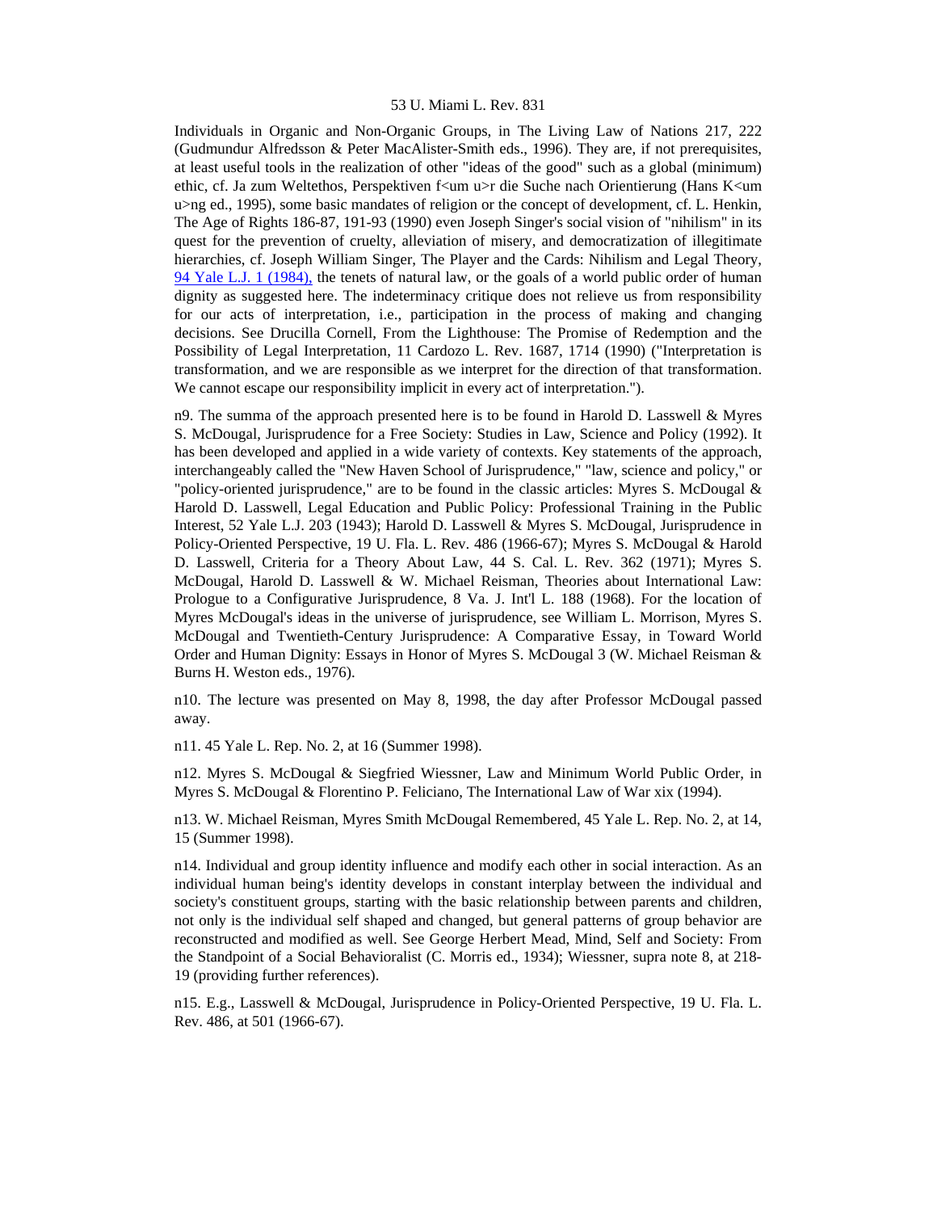Individuals in Organic and Non-Organic Groups, in The Living Law of Nations 217, 222 (Gudmundur Alfredsson & Peter MacAlister-Smith eds., 1996). They are, if not prerequisites, at least useful tools in the realization of other "ideas of the good" such as a global (minimum) ethic, cf. Ja zum Weltethos, Perspektiven f<um u>r die Suche nach Orientierung (Hans K<um u>ng ed., 1995), some basic mandates of religion or the concept of development, cf. L. Henkin, The Age of Rights 186-87, 191-93 (1990) even Joseph Singer's social vision of "nihilism" in its quest for the prevention of cruelty, alleviation of misery, and democratization of illegitimate hierarchies, cf. Joseph William Singer, The Player and the Cards: Nihilism and Legal Theory, 94 Yale L.J. 1 (1984), the tenets of natural law, or the goals of a world public order of human dignity as suggested here. The indeterminacy critique does not relieve us from responsibility for our acts of interpretation, i.e., participation in the process of making and changing decisions. See Drucilla Cornell, From the Lighthouse: The Promise of Redemption and the Possibility of Legal Interpretation, 11 Cardozo L. Rev. 1687, 1714 (1990) ("Interpretation is transformation, and we are responsible as we interpret for the direction of that transformation. We cannot escape our responsibility implicit in every act of interpretation.").

n9. The summa of the approach presented here is to be found in Harold D. Lasswell & Myres S. McDougal, Jurisprudence for a Free Society: Studies in Law, Science and Policy (1992). It has been developed and applied in a wide variety of contexts. Key statements of the approach, interchangeably called the "New Haven School of Jurisprudence," "law, science and policy," or "policy-oriented jurisprudence," are to be found in the classic articles: Myres S. McDougal & Harold D. Lasswell, Legal Education and Public Policy: Professional Training in the Public Interest, 52 Yale L.J. 203 (1943); Harold D. Lasswell & Myres S. McDougal, Jurisprudence in Policy-Oriented Perspective, 19 U. Fla. L. Rev. 486 (1966-67); Myres S. McDougal & Harold D. Lasswell, Criteria for a Theory About Law, 44 S. Cal. L. Rev. 362 (1971); Myres S. McDougal, Harold D. Lasswell & W. Michael Reisman, Theories about International Law: Prologue to a Configurative Jurisprudence, 8 Va. J. Int'l L. 188 (1968). For the location of Myres McDougal's ideas in the universe of jurisprudence, see William L. Morrison, Myres S. McDougal and Twentieth-Century Jurisprudence: A Comparative Essay, in Toward World Order and Human Dignity: Essays in Honor of Myres S. McDougal 3 (W. Michael Reisman & Burns H. Weston eds., 1976).

n10. The lecture was presented on May 8, 1998, the day after Professor McDougal passed away.

n11. 45 Yale L. Rep. No. 2, at 16 (Summer 1998).

n12. Myres S. McDougal & Siegfried Wiessner, Law and Minimum World Public Order, in Myres S. McDougal & Florentino P. Feliciano, The International Law of War xix (1994).

n13. W. Michael Reisman, Myres Smith McDougal Remembered, 45 Yale L. Rep. No. 2, at 14, 15 (Summer 1998).

n14. Individual and group identity influence and modify each other in social interaction. As an individual human being's identity develops in constant interplay between the individual and society's constituent groups, starting with the basic relationship between parents and children, not only is the individual self shaped and changed, but general patterns of group behavior are reconstructed and modified as well. See George Herbert Mead, Mind, Self and Society: From the Standpoint of a Social Behavioralist (C. Morris ed., 1934); Wiessner, supra note 8, at 218-19 (providing further references).

n15. E.g., Lasswell & McDougal, Jurisprudence in Policy-Oriented Perspective, 19 U. Fla. L. Rev. 486, at 501 (1966-67).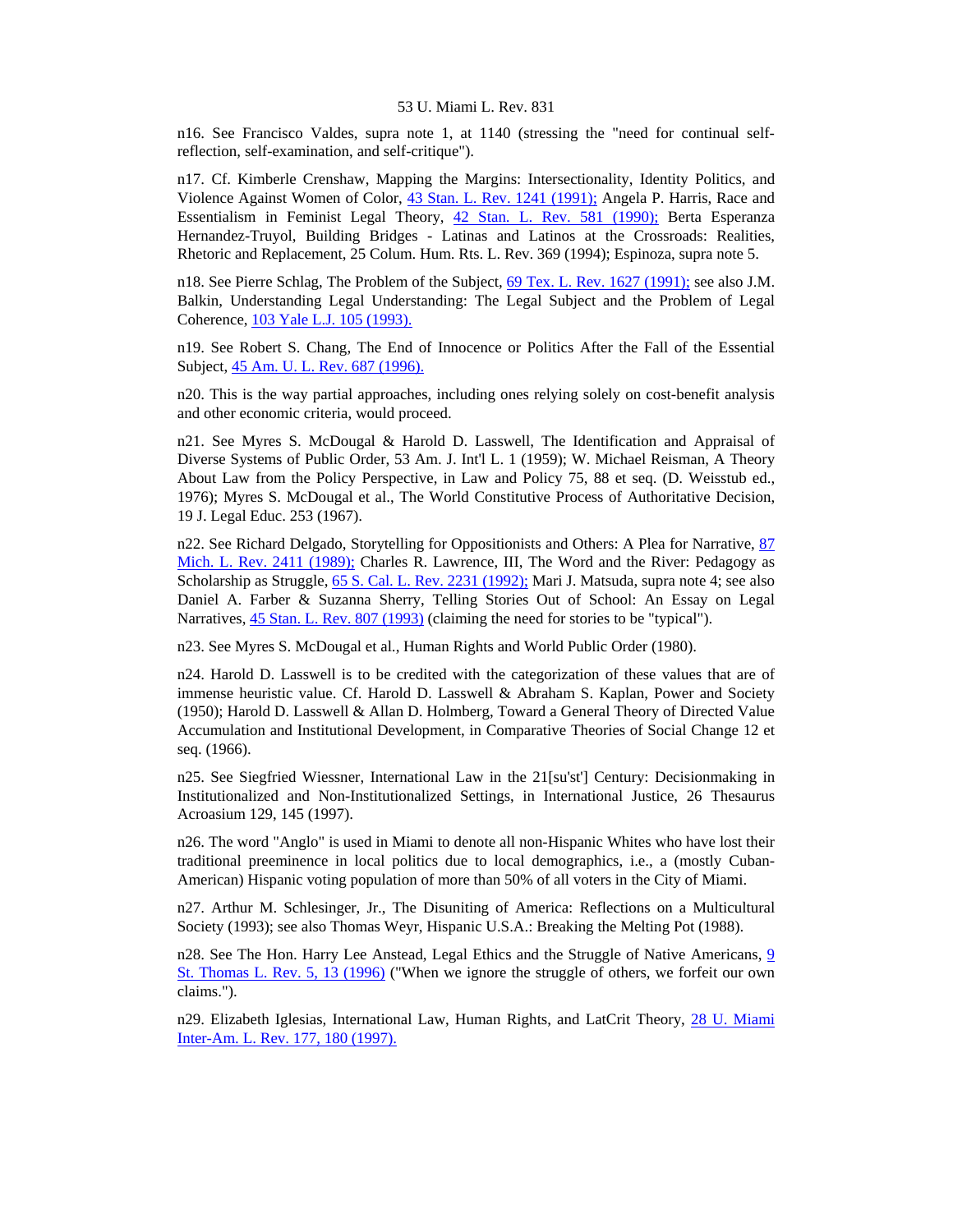n16. See Francisco Valdes, supra note 1, at 1140 (stressing the "need for continual self-reflection, self-examination, and self-critique").

n17. Cf. Kimberle Crenshaw, Mapping the Margins: Intersectionality, Identity Politics, and Violence Against Women of Color, 43 Stan. L. Rev. 1241 (1991); Angela P. Harris, Race and Essentialism in Feminist Legal Theory, 42 Stan. L. Rev. 581 (1990); Berta Esperanza Hernandez-Truyol, Building Bridges - Latinas and Latinos at the Crossroads: Realities, Rhetoric and Replacement, 25 Colum. Hum. Rts. L. Rev. 369 (1994); Espinoza, supra note 5.

n18. See Pierre Schlag, The Problem of the Subject, 69 Tex. L. Rev. 1627 (1991); see also J.M. Balkin, Understanding Legal Understanding: The Legal Subject and the Problem of Legal Coherence, 103 Yale L.J. 105 (1993).

n19. See Robert S. Chang, The End of Innocence or Politics After the Fall of the Essential Subject, 45 Am. U. L. Rev. 687 (1996).

n20. This is the way partial approaches, including ones relying solely on cost-benefit analysis and other economic criteria, would proceed.

n21. See Myres S. McDougal & Harold D. Lasswell, The Identification and Appraisal of Diverse Systems of Public Order, 53 Am. J. Int'l L. 1 (1959); W. Michael Reisman, A Theory About Law from the Policy Perspective, in Law and Policy 75, 88 et seq. (D. Weisstub ed., 1976); Myres S. McDougal et al., The World Constitutive Process of Authoritative Decision, 19 J. Legal Educ. 253 (1967).

n22. See Richard Delgado, Storytelling for Oppositionists and Others: A Plea for Narrative, 87 Mich. L. Rev. 2411 (1989); Charles R. Lawrence, III, The Word and the River: Pedagogy as Scholarship as Struggle, 65 S. Cal. L. Rev. 2231 (1992); Mari J. Matsuda, supra note 4; see also Daniel A. Farber & Suzanna Sherry, Telling Stories Out of School: An Essay on Legal Narratives, 45 Stan. L. Rev. 807 (1993) (claiming the need for stories to be "typical").

n23. See Myres S. McDougal et al., Human Rights and World Public Order (1980).

n24. Harold D. Lasswell is to be credited with the categorization of these values that are of immense heuristic value. Cf. Harold D. Lasswell & Abraham S. Kaplan, Power and Society (1950); Harold D. Lasswell & Allan D. Holmberg, Toward a General Theory of Directed Value Accumulation and Institutional Development, in Comparative Theories of Social Change 12 et seq. (1966).

n25. See Siegfried Wiessner, International Law in the 21[su'st'] Century: Decisionmaking in Institutionalized and Non-Institutionalized Settings, in International Justice, 26 Thesaurus Acroasium 129, 145 (1997).

n26. The word "Anglo" is used in Miami to denote all non-Hispanic Whites who have lost their traditional preeminence in local politics due to local demographics, i.e., a (mostly Cuban-American) Hispanic voting population of more than 50% of all voters in the City of Miami.

n27. Arthur M. Schlesinger, Jr., The Disuniting of America: Reflections on a Multicultural Society (1993); see also Thomas Weyr, Hispanic U.S.A.: Breaking the Melting Pot (1988).

n28. See The Hon. Harry Lee Anstead, Legal Ethics and the Struggle of Native Americans, 9 St. Thomas L. Rev. 5, 13 (1996) ("When we ignore the struggle of others, we forfeit our own claims.").

n29. Elizabeth Iglesias, International Law, Human Rights, and LatCrit Theory, 28 U. Miami Inter-Am. L. Rev. 177, 180 (1997).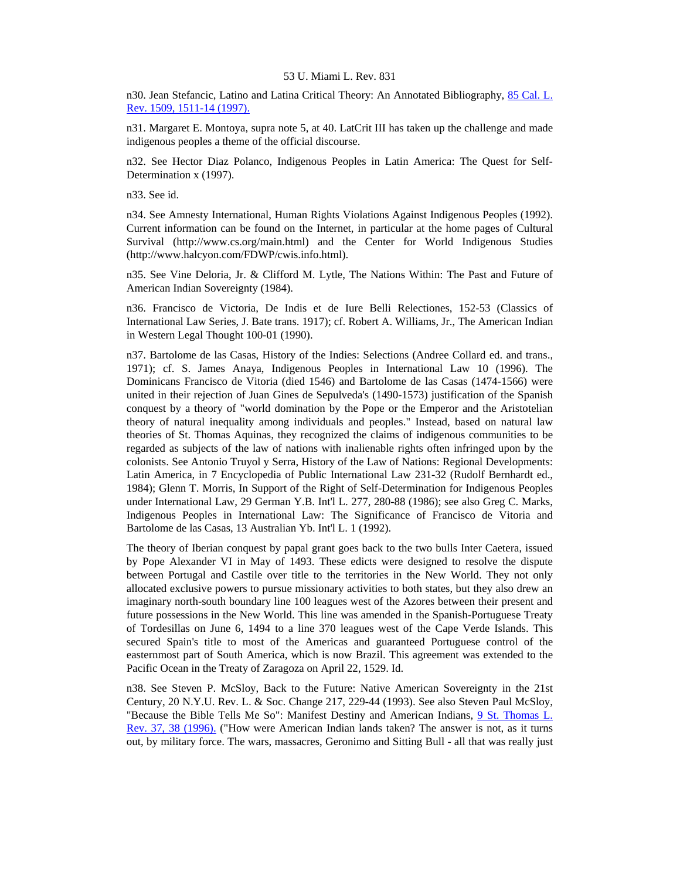n30. Jean Stefancic, Latino and Latina Critical Theory: An Annotated Bibliography, 85 Cal. L. Rev. 1509, 1511-14 (1997).

n31. Margaret E. Montoya, supra note 5, at 40. LatCrit III has taken up the challenge and made indigenous peoples a theme of the official discourse.

n32. See Hector Diaz Polanco, Indigenous Peoples in Latin America: The Quest for Self-Determination x (1997).

n33. See id.

n34. See Amnesty International, Human Rights Violations Against Indigenous Peoples (1992). Current information can be found on the Internet, in particular at the home pages of Cultural Survival (http://www.cs.org/main.html) and the Center for World Indigenous Studies (http://www.halcyon.com/FDWP/cwis.info.html).

n35. See Vine Deloria, Jr. & Clifford M. Lytle, The Nations Within: The Past and Future of American Indian Sovereignty (1984).

n36. Francisco de Victoria, De Indis et de Iure Belli Relectiones, 152-53 (Classics of International Law Series, J. Bate trans. 1917); cf. Robert A. Williams, Jr., The American Indian in Western Legal Thought 100-01 (1990).

n37. Bartolome de las Casas, History of the Indies: Selections (Andree Collard ed. and trans., 1971); cf. S. James Anaya, Indigenous Peoples in International Law 10 (1996). The Dominicans Francisco de Vitoria (died 1546) and Bartolome de las Casas (1474-1566) were united in their rejection of Juan Gines de Sepulveda's (1490-1573) justification of the Spanish conquest by a theory of "world domination by the Pope or the Emperor and the Aristotelian theory of natural inequality among individuals and peoples." Instead, based on natural law theories of St. Thomas Aquinas, they recognized the claims of indigenous communities to be regarded as subjects of the law of nations with inalienable rights often infringed upon by the colonists. See Antonio Truyol y Serra, History of the Law of Nations: Regional Developments: Latin America, in 7 Encyclopedia of Public International Law 231-32 (Rudolf Bernhardt ed., 1984); Glenn T. Morris, In Support of the Right of Self-Determination for Indigenous Peoples under International Law, 29 German Y.B. Int'l L. 277, 280-88 (1986); see also Greg C. Marks, Indigenous Peoples in International Law: The Significance of Francisco de Vitoria and Bartolome de las Casas, 13 Australian Yb. Int'l L. 1 (1992).

The theory of Iberian conquest by papal grant goes back to the two bulls Inter Caetera, issued by Pope Alexander VI in May of 1493. These edicts were designed to resolve the dispute between Portugal and Castile over title to the territories in the New World. They not only allocated exclusive powers to pursue missionary activities to both states, but they also drew an imaginary north-south boundary line 100 leagues west of the Azores between their present and future possessions in the New World. This line was amended in the Spanish-Portuguese Treaty of Tordesillas on June 6, 1494 to a line 370 leagues west of the Cape Verde Islands. This secured Spain's title to most of the Americas and guaranteed Portuguese control of the easternmost part of South America, which is now Brazil. This agreement was extended to the Pacific Ocean in the Treaty of Zaragoza on April 22, 1529. Id.

n38. See Steven P. McSloy, Back to the Future: Native American Sovereignty in the 21st Century, 20 N.Y.U. Rev. L. & Soc. Change 217, 229-44 (1993). See also Steven Paul McSloy, "Because the Bible Tells Me So": Manifest Destiny and American Indians, 9 St. Thomas L. Rev. 37, 38 (1996). ("How were American Indian lands taken? The answer is not, as it turns out, by military force. The wars, massacres, Geronimo and Sitting Bull - all that was really just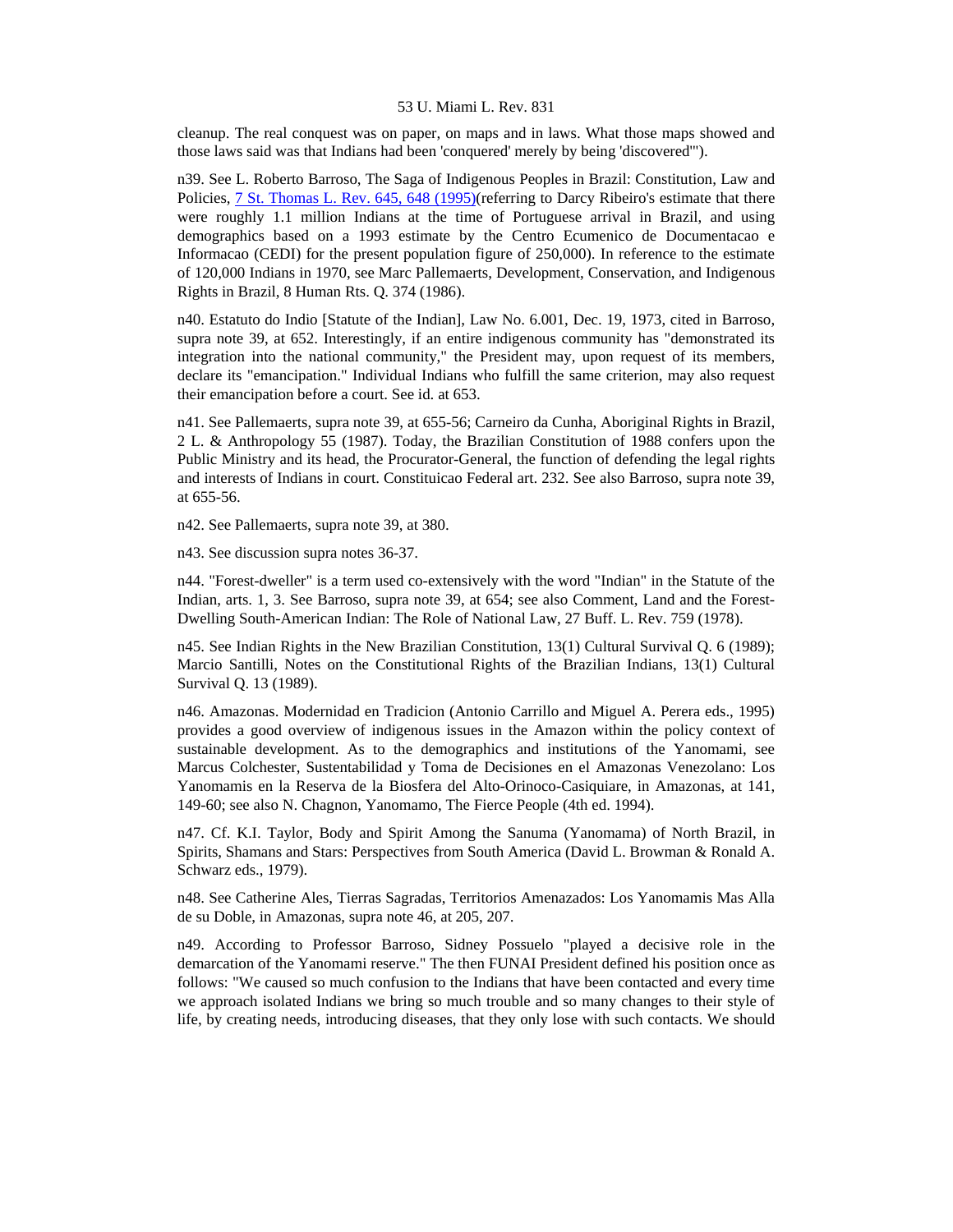cleanup. The real conquest was on paper, on maps and in laws. What those maps showed and those laws said was that Indians had been 'conquered' merely by being 'discovered'").

n39. See L. Roberto Barroso, The Saga of Indigenous Peoples in Brazil: Constitution, Law and Policies, 7 St. Thomas L. Rev. 645, 648 (1995)(referring to Darcy Ribeiro's estimate that there were roughly 1.1 million Indians at the time of Portuguese arrival in Brazil, and using demographics based on a 1993 estimate by the Centro Ecumenico de Documentacao e Informacao (CEDI) for the present population figure of 250,000). In reference to the estimate of 120,000 Indians in 1970, see Marc Pallemaerts, Development, Conservation, and Indigenous Rights in Brazil, 8 Human Rts. Q. 374 (1986).

n40. Estatuto do Indio [Statute of the Indian], Law No. 6.001, Dec. 19, 1973, cited in Barroso, supra note 39, at 652. Interestingly, if an entire indigenous community has "demonstrated its integration into the national community," the President may, upon request of its members, declare its "emancipation." Individual Indians who fulfill the same criterion, may also request their emancipation before a court. See id. at 653.

n41. See Pallemaerts, supra note 39, at 655-56; Carneiro da Cunha, Aboriginal Rights in Brazil, 2 L. & Anthropology 55 (1987). Today, the Brazilian Constitution of 1988 confers upon the Public Ministry and its head, the Procurator-General, the function of defending the legal rights and interests of Indians in court. Constituicao Federal art. 232. See also Barroso, supra note 39, at 655-56.

n42. See Pallemaerts, supra note 39, at 380.

n43. See discussion supra notes 36-37.

n44. "Forest-dweller" is a term used co-extensively with the word "Indian" in the Statute of the Indian, arts. 1, 3. See Barroso, supra note 39, at 654; see also Comment, Land and the Forest-Dwelling South-American Indian: The Role of National Law, 27 Buff. L. Rev. 759 (1978).

n45. See Indian Rights in the New Brazilian Constitution, 13(1) Cultural Survival Q. 6 (1989); Marcio Santilli, Notes on the Constitutional Rights of the Brazilian Indians, 13(1) Cultural Survival Q. 13 (1989).

n46. Amazonas. Modernidad en Tradicion (Antonio Carrillo and Miguel A. Perera eds., 1995) provides a good overview of indigenous issues in the Amazon within the policy context of sustainable development. As to the demographics and institutions of the Yanomami, see Marcus Colchester, Sustentabilidad y Toma de Decisiones en el Amazonas Venezolano: Los Yanomamis en la Reserva de la Biosfera del Alto-Orinoco-Casiquiare, in Amazonas, at 141, 149-60; see also N. Chagnon, Yanomamo, The Fierce People (4th ed. 1994).

n47. Cf. K.I. Taylor, Body and Spirit Among the Sanuma (Yanomama) of North Brazil, in Spirits, Shamans and Stars: Perspectives from South America (David L. Browman & Ronald A. Schwarz eds., 1979).

n48. See Catherine Ales, Tierras Sagradas, Territorios Amenazados: Los Yanomamis Mas Alla de su Doble, in Amazonas, supra note 46, at 205, 207.

n49. According to Professor Barroso, Sidney Possuelo "played a decisive role in the demarcation of the Yanomami reserve." The then FUNAI President defined his position once as follows: "We caused so much confusion to the Indians that have been contacted and every time we approach isolated Indians we bring so much trouble and so many changes to their style of life, by creating needs, introducing diseases, that they only lose with such contacts. We should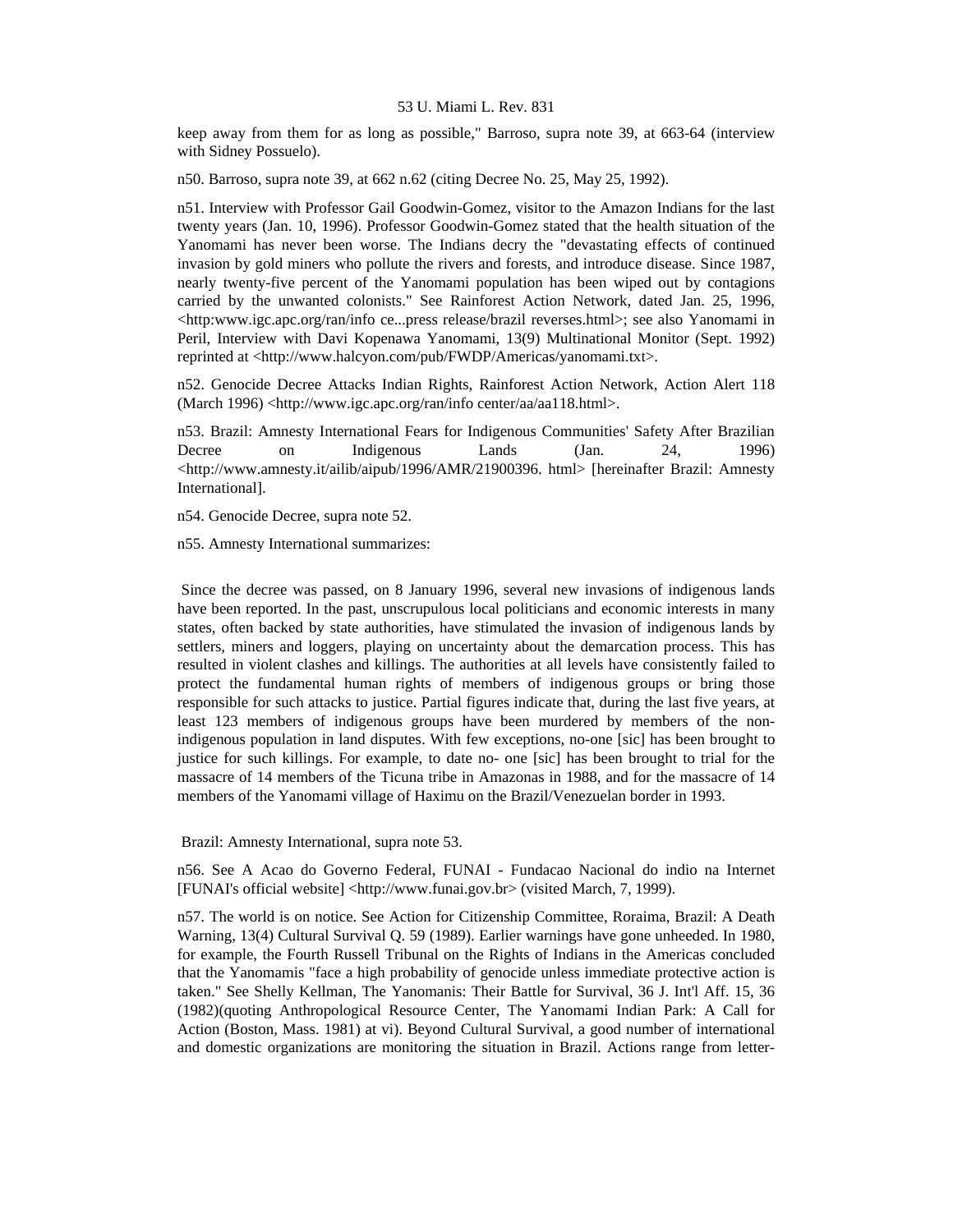keep away from them for as long as possible," Barroso, supra note 39, at 663-64 (interview with Sidney Possuelo).

n50. Barroso, supra note 39, at 662 n.62 (citing Decree No. 25, May 25, 1992).

n51. Interview with Professor Gail Goodwin-Gomez, visitor to the Amazon Indians for the last twenty years (Jan. 10, 1996). Professor Goodwin-Gomez stated that the health situation of the Yanomami has never been worse. The Indians decry the "devastating effects of continued invasion by gold miners who pollute the rivers and forests, and introduce disease. Since 1987, nearly twenty-five percent of the Yanomami population has been wiped out by contagions carried by the unwanted colonists." See Rainforest Action Network, dated Jan. 25, 1996, <http:www.igc.apc.org/ran/info ce...press release/brazil reverses.html>; see also Yanomami in Peril, Interview with Davi Kopenawa Yanomami, 13(9) Multinational Monitor (Sept. 1992) reprinted at <http://www.halcyon.com/pub/FWDP/Americas/yanomami.txt>.

n52. Genocide Decree Attacks Indian Rights, Rainforest Action Network, Action Alert 118 (March 1996) <http://www.igc.apc.org/ran/info center/aa/aa118.html>.

n53. Brazil: Amnesty International Fears for Indigenous Communities' Safety After Brazilian Decree on Indigenous Lands (Jan. 24, 1996) <http://www.amnesty.it/ailib/aipub/1996/AMR/21900396. html> [hereinafter Brazil: Amnesty International].

n54. Genocide Decree, supra note 52.

n55. Amnesty International summarizes:

> Since the decree was passed, on 8 January 1996, several new invasions of indigenous lands have been reported. In the past, unscrupulous local politicians and economic interests in many states, often backed by state authorities, have stimulated the invasion of indigenous lands by settlers, miners and loggers, playing on uncertainty about the demarcation process. This has resulted in violent clashes and killings. The authorities at all levels have consistently failed to protect the fundamental human rights of members of indigenous groups or bring those responsible for such attacks to justice. Partial figures indicate that, during the last five years, at least 123 members of indigenous groups have been murdered by members of the non-indigenous population in land disputes. With few exceptions, no-one [sic] has been brought to justice for such killings. For example, to date no- one [sic] has been brought to trial for the massacre of 14 members of the Ticuna tribe in Amazonas in 1988, and for the massacre of 14 members of the Yanomami village of Haximu on the Brazil/Venezuelan border in 1993.

Brazil: Amnesty International, supra note 53.

n56. See A Acao do Governo Federal, FUNAI - Fundacao Nacional do indio na Internet [FUNAI's official website] <http://www.funai.gov.br> (visited March, 7, 1999).

n57. The world is on notice. See Action for Citizenship Committee, Roraima, Brazil: A Death Warning, 13(4) Cultural Survival Q. 59 (1989). Earlier warnings have gone unheeded. In 1980, for example, the Fourth Russell Tribunal on the Rights of Indians in the Americas concluded that the Yanomamis "face a high probability of genocide unless immediate protective action is taken." See Shelly Kellman, The Yanomanis: Their Battle for Survival, 36 J. Int'l Aff. 15, 36 (1982)(quoting Anthropological Resource Center, The Yanomami Indian Park: A Call for Action (Boston, Mass. 1981) at vi). Beyond Cultural Survival, a good number of international and domestic organizations are monitoring the situation in Brazil. Actions range from letter-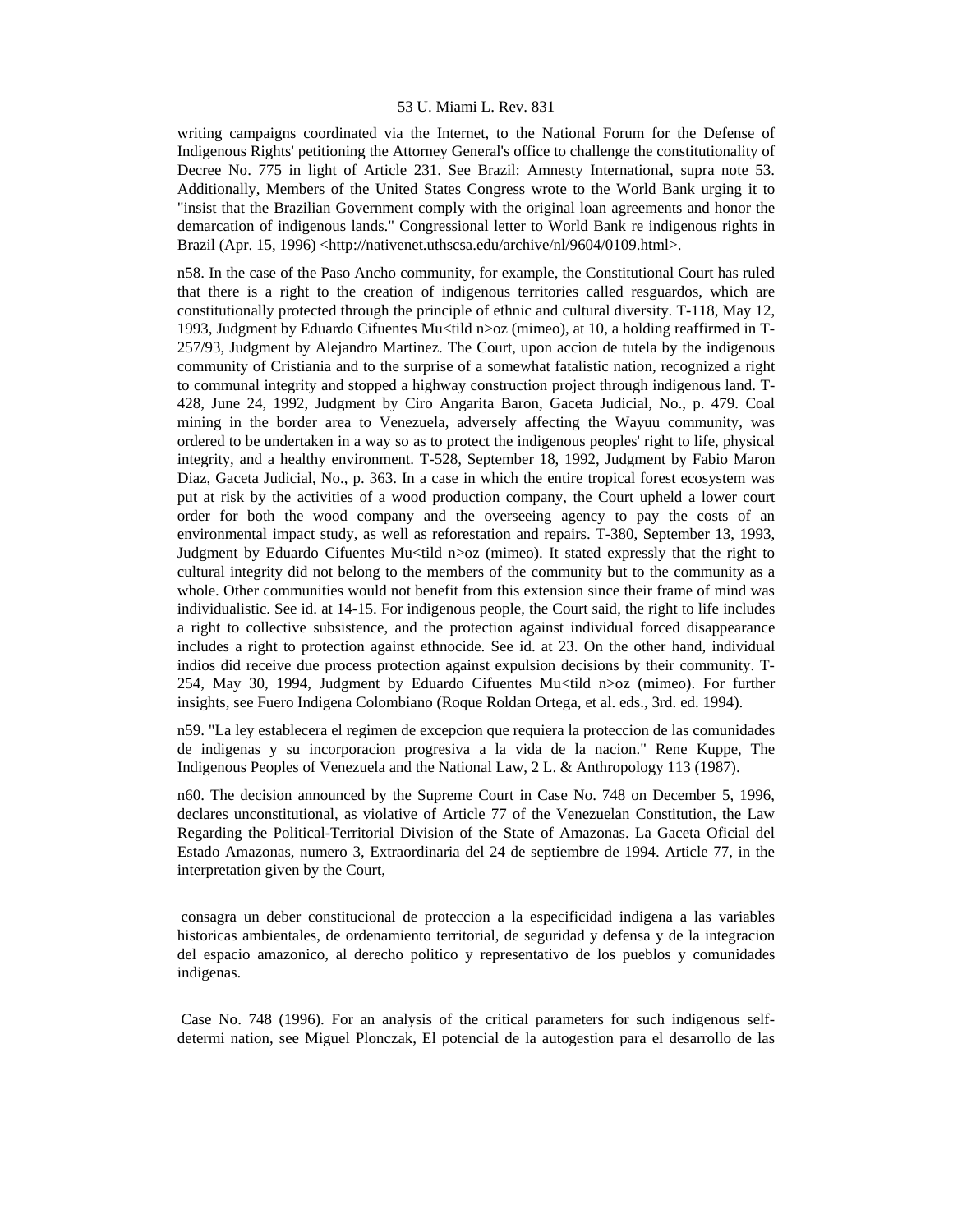writing campaigns coordinated via the Internet, to the National Forum for the Defense of Indigenous Rights' petitioning the Attorney General's office to challenge the constitutionality of Decree No. 775 in light of Article 231. See Brazil: Amnesty International, supra note 53. Additionally, Members of the United States Congress wrote to the World Bank urging it to "insist that the Brazilian Government comply with the original loan agreements and honor the demarcation of indigenous lands." Congressional letter to World Bank re indigenous rights in Brazil (Apr. 15, 1996) <http://nativenet.uthscsa.edu/archive/nl/9604/0109.html>.

n58. In the case of the Paso Ancho community, for example, the Constitutional Court has ruled that there is a right to the creation of indigenous territories called resguardos, which are constitutionally protected through the principle of ethnic and cultural diversity. T-118, May 12, 1993, Judgment by Eduardo Cifuentes Mu<tild n>oz (mimeo), at 10, a holding reaffirmed in T-257/93, Judgment by Alejandro Martinez. The Court, upon accion de tutela by the indigenous community of Cristiania and to the surprise of a somewhat fatalistic nation, recognized a right to communal integrity and stopped a highway construction project through indigenous land. T-428, June 24, 1992, Judgment by Ciro Angarita Baron, Gaceta Judicial, No., p. 479. Coal mining in the border area to Venezuela, adversely affecting the Wayuu community, was ordered to be undertaken in a way so as to protect the indigenous peoples' right to life, physical integrity, and a healthy environment. T-528, September 18, 1992, Judgment by Fabio Maron Diaz, Gaceta Judicial, No., p. 363. In a case in which the entire tropical forest ecosystem was put at risk by the activities of a wood production company, the Court upheld a lower court order for both the wood company and the overseeing agency to pay the costs of an environmental impact study, as well as reforestation and repairs. T-380, September 13, 1993, Judgment by Eduardo Cifuentes Mu<tild n>oz (mimeo). It stated expressly that the right to cultural integrity did not belong to the members of the community but to the community as a whole. Other communities would not benefit from this extension since their frame of mind was individualistic. See id. at 14-15. For indigenous people, the Court said, the right to life includes a right to collective subsistence, and the protection against individual forced disappearance includes a right to protection against ethnocide. See id. at 23. On the other hand, individual indios did receive due process protection against expulsion decisions by their community. T-254, May 30, 1994, Judgment by Eduardo Cifuentes Mu<tild n>oz (mimeo). For further insights, see Fuero Indigena Colombiano (Roque Roldan Ortega, et al. eds., 3rd. ed. 1994).

n59. "La ley establecera el regimen de excepcion que requiera la proteccion de las comunidades de indigenas y su incorporacion progresiva a la vida de la nacion." Rene Kuppe, The Indigenous Peoples of Venezuela and the National Law, 2 L. & Anthropology 113 (1987).

n60. The decision announced by the Supreme Court in Case No. 748 on December 5, 1996, declares unconstitutional, as violative of Article 77 of the Venezuelan Constitution, the Law Regarding the Political-Territorial Division of the State of Amazonas. La Gaceta Oficial del Estado Amazonas, numero 3, Extraordinaria del 24 de septiembre de 1994. Article 77, in the interpretation given by the Court,

> consagra un deber constitucional de proteccion a la especificidad indigena a las variables historicas ambientales, de ordenamiento territorial, de seguridad y defensa y de la integracion del espacio amazonico, al derecho politico y representativo de los pueblos y comunidades indigenas.

Case No. 748 (1996). For an analysis of the critical parameters for such indigenous self-determi nation, see Miguel Plonczak, El potencial de la autogestion para el desarrollo de las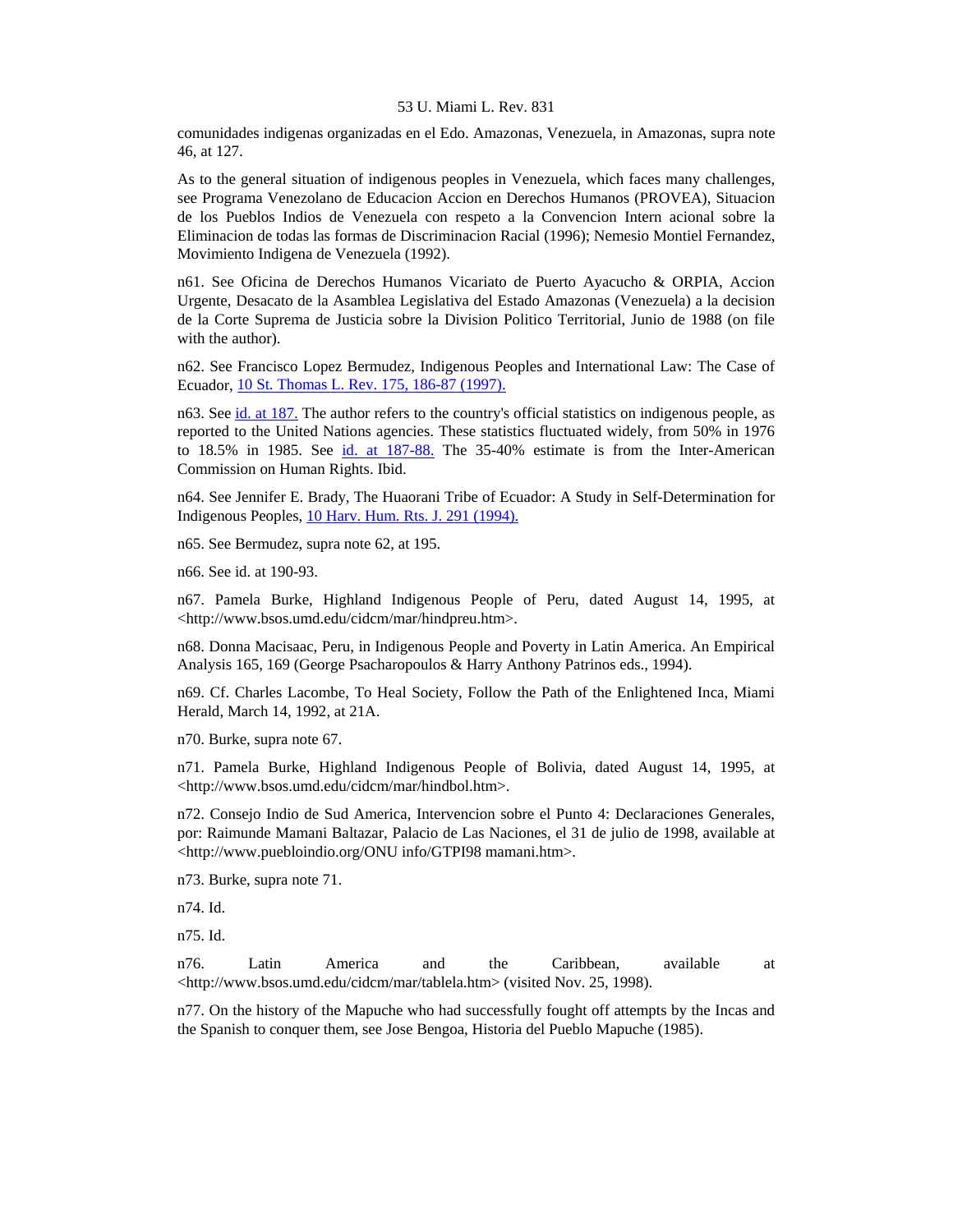comunidades indigenas organizadas en el Edo. Amazonas, Venezuela, in Amazonas, supra note 46, at 127.

As to the general situation of indigenous peoples in Venezuela, which faces many challenges, see Programa Venezolano de Educacion Accion en Derechos Humanos (PROVEA), Situacion de los Pueblos Indios de Venezuela con respeto a la Convencion Intern acional sobre la Eliminacion de todas las formas de Discriminacion Racial (1996); Nemesio Montiel Fernandez, Movimiento Indigena de Venezuela (1992).

n61. See Oficina de Derechos Humanos Vicariato de Puerto Ayacucho & ORPIA, Accion Urgente, Desacato de la Asamblea Legislativa del Estado Amazonas (Venezuela) a la decision de la Corte Suprema de Justicia sobre la Division Politico Territorial, Junio de 1988 (on file with the author).

n62. See Francisco Lopez Bermudez, Indigenous Peoples and International Law: The Case of Ecuador, 10 St. Thomas L. Rev. 175, 186-87 (1997).

n63. See id. at 187. The author refers to the country's official statistics on indigenous people, as reported to the United Nations agencies. These statistics fluctuated widely, from 50% in 1976 to 18.5% in 1985. See id. at 187-88. The 35-40% estimate is from the Inter-American Commission on Human Rights. Ibid.

n64. See Jennifer E. Brady, The Huaorani Tribe of Ecuador: A Study in Self-Determination for Indigenous Peoples, 10 Harv. Hum. Rts. J. 291 (1994).

n65. See Bermudez, supra note 62, at 195.

n66. See id. at 190-93.

n67. Pamela Burke, Highland Indigenous People of Peru, dated August 14, 1995, at <http://www.bsos.umd.edu/cidcm/mar/hindpreu.htm>.

n68. Donna Macisaac, Peru, in Indigenous People and Poverty in Latin America. An Empirical Analysis 165, 169 (George Psacharopoulos & Harry Anthony Patrinos eds., 1994).

n69. Cf. Charles Lacombe, To Heal Society, Follow the Path of the Enlightened Inca, Miami Herald, March 14, 1992, at 21A.

n70. Burke, supra note 67.

n71. Pamela Burke, Highland Indigenous People of Bolivia, dated August 14, 1995, at <http://www.bsos.umd.edu/cidcm/mar/hindbol.htm>.

n72. Consejo Indio de Sud America, Intervencion sobre el Punto 4: Declaraciones Generales, por: Raimunde Mamani Baltazar, Palacio de Las Naciones, el 31 de julio de 1998, available at <http://www.puebloindio.org/ONU info/GTPI98 mamani.htm>.

n73. Burke, supra note 71.

n74. Id.

n75. Id.

n76. Latin America and the Caribbean, available at <http://www.bsos.umd.edu/cidcm/mar/tablela.htm> (visited Nov. 25, 1998).

n77. On the history of the Mapuche who had successfully fought off attempts by the Incas and the Spanish to conquer them, see Jose Bengoa, Historia del Pueblo Mapuche (1985).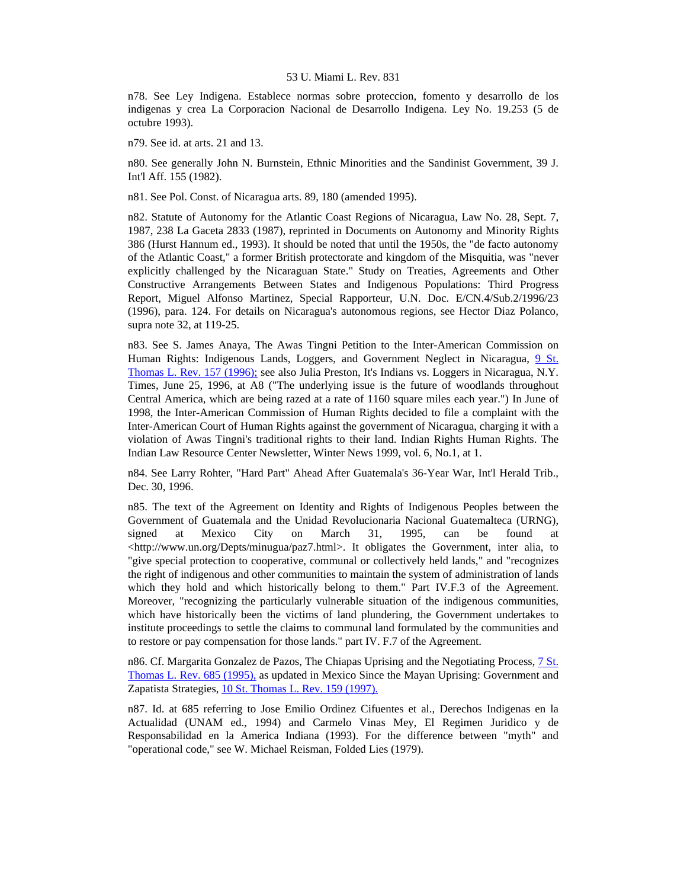n78. See Ley Indigena. Establece normas sobre proteccion, fomento y desarrollo de los indigenas y crea La Corporacion Nacional de Desarrollo Indigena. Ley No. 19.253 (5 de octubre 1993).

n79. See id. at arts. 21 and 13.

n80. See generally John N. Burnstein, Ethnic Minorities and the Sandinist Government, 39 J. Int'l Aff. 155 (1982).

n81. See Pol. Const. of Nicaragua arts. 89, 180 (amended 1995).

n82. Statute of Autonomy for the Atlantic Coast Regions of Nicaragua, Law No. 28, Sept. 7, 1987, 238 La Gaceta 2833 (1987), reprinted in Documents on Autonomy and Minority Rights 386 (Hurst Hannum ed., 1993). It should be noted that until the 1950s, the "de facto autonomy of the Atlantic Coast," a former British protectorate and kingdom of the Misquitia, was "never explicitly challenged by the Nicaraguan State." Study on Treaties, Agreements and Other Constructive Arrangements Between States and Indigenous Populations: Third Progress Report, Miguel Alfonso Martinez, Special Rapporteur, U.N. Doc. E/CN.4/Sub.2/1996/23 (1996), para. 124. For details on Nicaragua's autonomous regions, see Hector Diaz Polanco, supra note 32, at 119-25.

n83. See S. James Anaya, The Awas Tingni Petition to the Inter-American Commission on Human Rights: Indigenous Lands, Loggers, and Government Neglect in Nicaragua, 9 St. Thomas L. Rev. 157 (1996); see also Julia Preston, It's Indians vs. Loggers in Nicaragua, N.Y. Times, June 25, 1996, at A8 ("The underlying issue is the future of woodlands throughout Central America, which are being razed at a rate of 1160 square miles each year.") In June of 1998, the Inter-American Commission of Human Rights decided to file a complaint with the Inter-American Court of Human Rights against the government of Nicaragua, charging it with a violation of Awas Tingni's traditional rights to their land. Indian Rights Human Rights. The Indian Law Resource Center Newsletter, Winter News 1999, vol. 6, No.1, at 1.

n84. See Larry Rohter, "Hard Part" Ahead After Guatemala's 36-Year War, Int'l Herald Trib., Dec. 30, 1996.

n85. The text of the Agreement on Identity and Rights of Indigenous Peoples between the Government of Guatemala and the Unidad Revolucionaria Nacional Guatemalteca (URNG), signed at Mexico City on March 31, 1995, can be found at <http://www.un.org/Depts/minugua/paz7.html>. It obligates the Government, inter alia, to "give special protection to cooperative, communal or collectively held lands," and "recognizes the right of indigenous and other communities to maintain the system of administration of lands which they hold and which historically belong to them." Part IV.F.3 of the Agreement. Moreover, "recognizing the particularly vulnerable situation of the indigenous communities, which have historically been the victims of land plundering, the Government undertakes to institute proceedings to settle the claims to communal land formulated by the communities and to restore or pay compensation for those lands." part IV. F.7 of the Agreement.

n86. Cf. Margarita Gonzalez de Pazos, The Chiapas Uprising and the Negotiating Process, 7 St. Thomas L. Rev. 685 (1995), as updated in Mexico Since the Mayan Uprising: Government and Zapatista Strategies, 10 St. Thomas L. Rev. 159 (1997).

n87. Id. at 685 referring to Jose Emilio Ordinez Cifuentes et al., Derechos Indigenas en la Actualidad (UNAM ed., 1994) and Carmelo Vinas Mey, El Regimen Juridico y de Responsabilidad en la America Indiana (1993). For the difference between "myth" and "operational code," see W. Michael Reisman, Folded Lies (1979).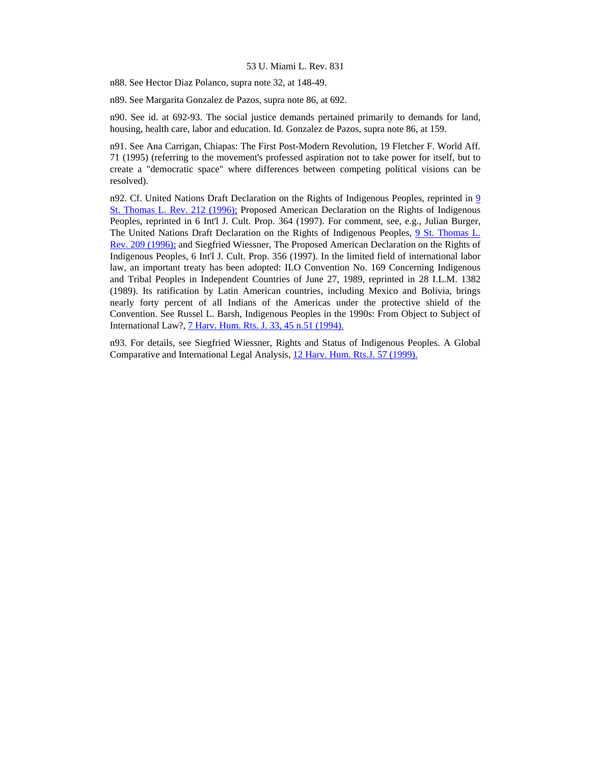n88. See Hector Diaz Polanco, supra note 32, at 148-49.

n89. See Margarita Gonzalez de Pazos, supra note 86, at 692.

n90. See id. at 692-93. The social justice demands pertained primarily to demands for land, housing, health care, labor and education. Id. Gonzalez de Pazos, supra note 86, at 159.

n91. See Ana Carrigan, Chiapas: The First Post-Modern Revolution, 19 Fletcher F. World Aff. 71 (1995) (referring to the movement's professed aspiration not to take power for itself, but to create a "democratic space" where differences between competing political visions can be resolved).

n92. Cf. United Nations Draft Declaration on the Rights of Indigenous Peoples, reprinted in 9 St. Thomas L. Rev. 212 (1996); Proposed American Declaration on the Rights of Indigenous Peoples, reprinted in 6 Int'l J. Cult. Prop. 364 (1997). For comment, see, e.g., Julian Burger, The United Nations Draft Declaration on the Rights of Indigenous Peoples, 9 St. Thomas L. Rev. 209 (1996); and Siegfried Wiessner, The Proposed American Declaration on the Rights of Indigenous Peoples, 6 Int'l J. Cult. Prop. 356 (1997). In the limited field of international labor law, an important treaty has been adopted: ILO Convention No. 169 Concerning Indigenous and Tribal Peoples in Independent Countries of June 27, 1989, reprinted in 28 I.L.M. 1382 (1989). Its ratification by Latin American countries, including Mexico and Bolivia, brings nearly forty percent of all Indians of the Americas under the protective shield of the Convention. See Russel L. Barsh, Indigenous Peoples in the 1990s: From Object to Subject of International Law?, 7 Harv. Hum. Rts. J. 33, 45 n.51 (1994).

n93. For details, see Siegfried Wiessner, Rights and Status of Indigenous Peoples. A Global Comparative and International Legal Analysis, 12 Harv. Hum. Rts.J. 57 (1999).